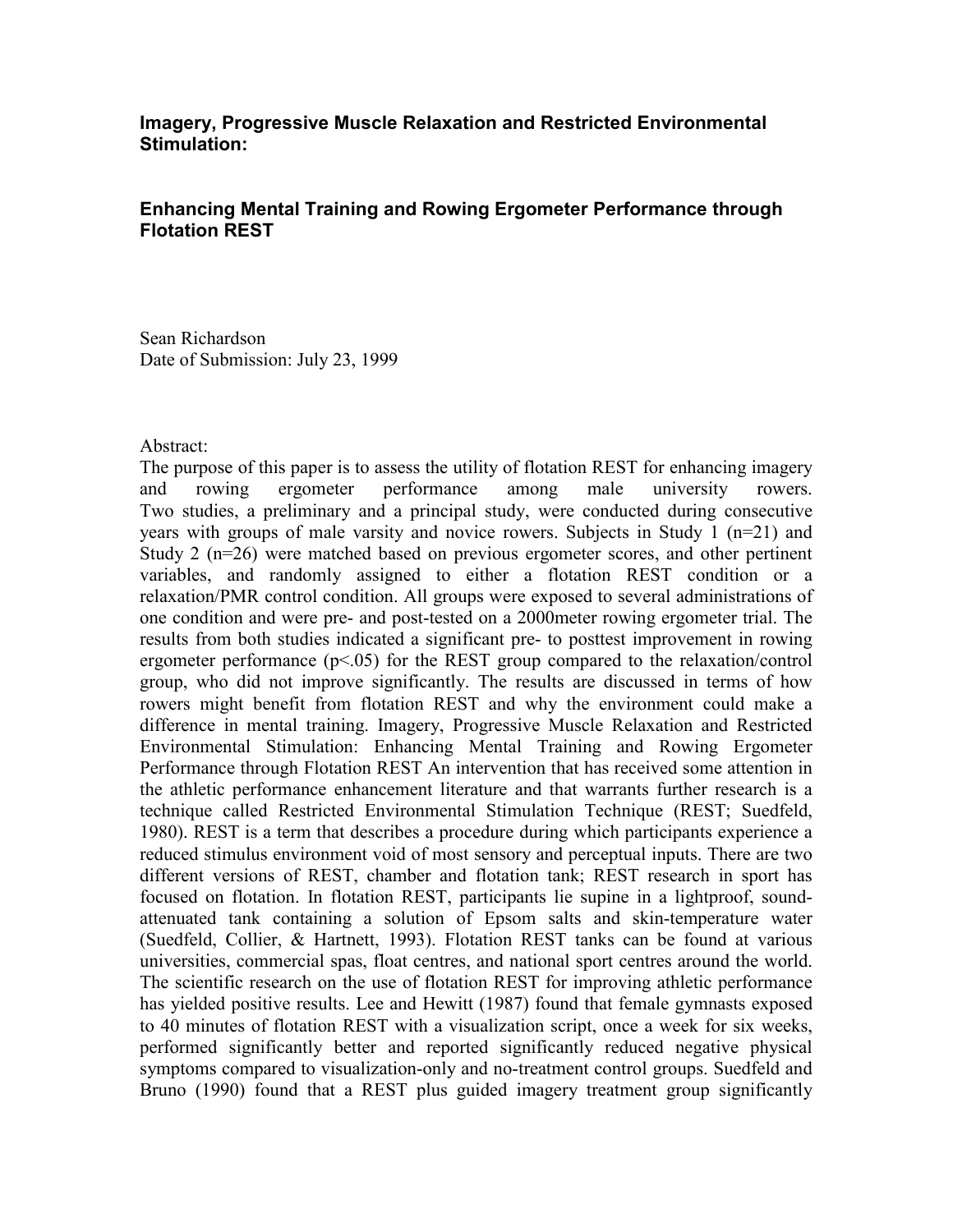### Imagery, Progressive Muscle Relaxation and Restricted Environmental Stimulation:

### Enhancing Mental Training and Rowing Ergometer Performance through Flotation REST

Sean Richardson
Date of Submission: July 23, 1999

Abstract:
The purpose of this paper is to assess the utility of flotation REST for enhancing imagery and rowing ergometer performance among male university rowers. Two studies, a preliminary and a principal study, were conducted during consecutive years with groups of male varsity and novice rowers. Subjects in Study 1 (n=21) and Study 2 (n=26) were matched based on previous ergometer scores, and other pertinent variables, and randomly assigned to either a flotation REST condition or a relaxation/PMR control condition. All groups were exposed to several administrations of one condition and were pre- and post-tested on a 2000meter rowing ergometer trial. The results from both studies indicated a significant pre- to posttest improvement in rowing ergometer performance ($p<.05$) for the REST group compared to the relaxation/control group, who did not improve significantly. The results are discussed in terms of how rowers might benefit from flotation REST and why the environment could make a difference in mental training. Imagery, Progressive Muscle Relaxation and Restricted Environmental Stimulation: Enhancing Mental Training and Rowing Ergometer Performance through Flotation REST An intervention that has received some attention in the athletic performance enhancement literature and that warrants further research is a technique called Restricted Environmental Stimulation Technique (REST; Suedfeld, 1980). REST is a term that describes a procedure during which participants experience a reduced stimulus environment void of most sensory and perceptual inputs. There are two different versions of REST, chamber and flotation tank; REST research in sport has focused on flotation. In flotation REST, participants lie supine in a lightproof, sound-attenuated tank containing a solution of Epsom salts and skin-temperature water (Suedfeld, Collier, & Hartnett, 1993). Flotation REST tanks can be found at various universities, commercial spas, float centres, and national sport centres around the world. The scientific research on the use of flotation REST for improving athletic performance has yielded positive results. Lee and Hewitt (1987) found that female gymnasts exposed to 40 minutes of flotation REST with a visualization script, once a week for six weeks, performed significantly better and reported significantly reduced negative physical symptoms compared to visualization-only and no-treatment control groups. Suedfeld and Bruno (1990) found that a REST plus guided imagery treatment group significantly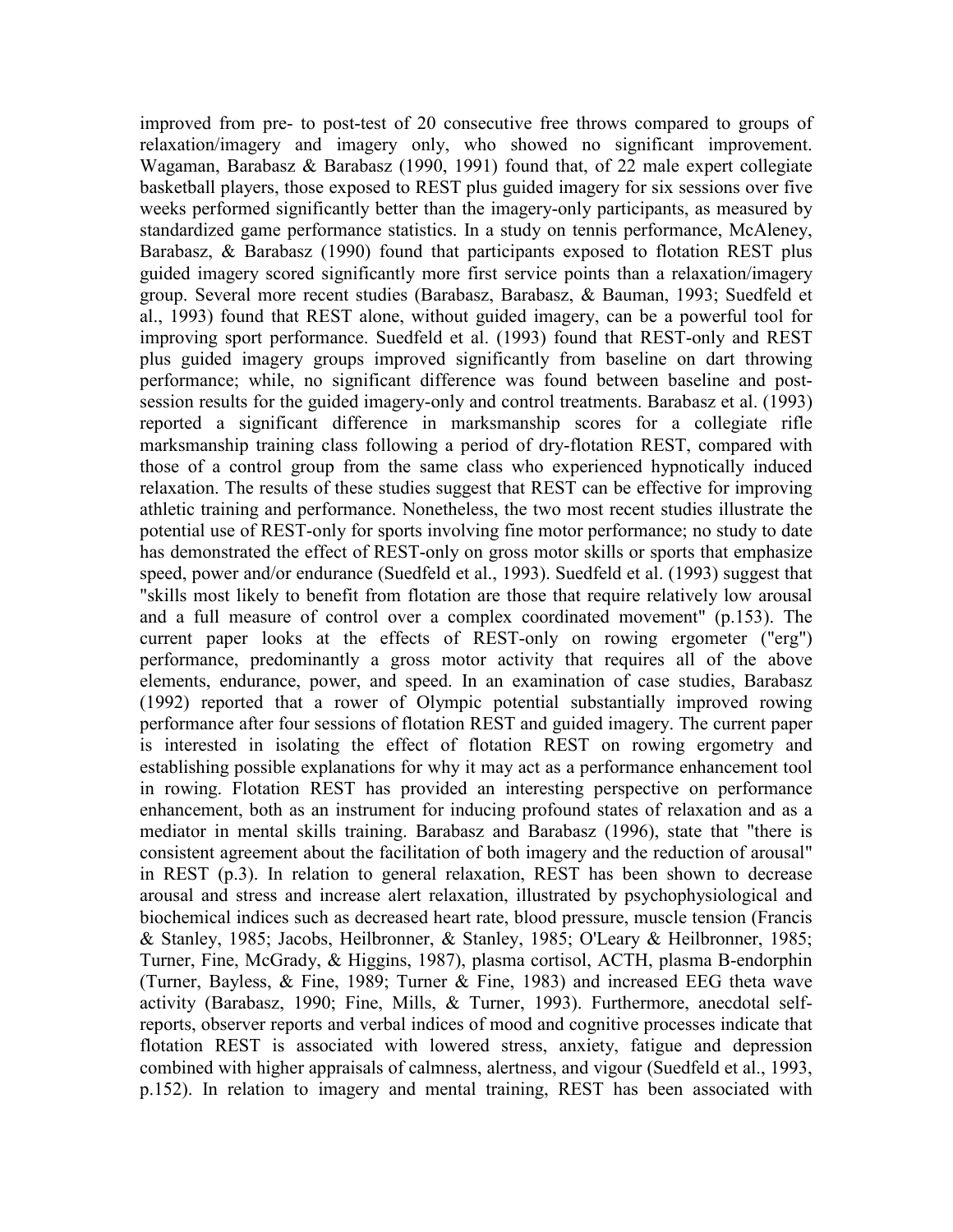improved from pre- to post-test of 20 consecutive free throws compared to groups of relaxation/imagery and imagery only, who showed no significant improvement. Wagaman, Barabasz & Barabasz (1990, 1991) found that, of 22 male expert collegiate basketball players, those exposed to REST plus guided imagery for six sessions over five weeks performed significantly better than the imagery-only participants, as measured by standardized game performance statistics. In a study on tennis performance, McAleney, Barabasz, & Barabasz (1990) found that participants exposed to flotation REST plus guided imagery scored significantly more first service points than a relaxation/imagery group. Several more recent studies (Barabasz, Barabasz, & Bauman, 1993; Suedfeld et al., 1993) found that REST alone, without guided imagery, can be a powerful tool for improving sport performance. Suedfeld et al. (1993) found that REST-only and REST plus guided imagery groups improved significantly from baseline on dart throwing performance; while, no significant difference was found between baseline and post-session results for the guided imagery-only and control treatments. Barabasz et al. (1993) reported a significant difference in marksmanship scores for a collegiate rifle marksmanship training class following a period of dry-flotation REST, compared with those of a control group from the same class who experienced hypnotically induced relaxation. The results of these studies suggest that REST can be effective for improving athletic training and performance. Nonetheless, the two most recent studies illustrate the potential use of REST-only for sports involving fine motor performance; no study to date has demonstrated the effect of REST-only on gross motor skills or sports that emphasize speed, power and/or endurance (Suedfeld et al., 1993). Suedfeld et al. (1993) suggest that "skills most likely to benefit from flotation are those that require relatively low arousal and a full measure of control over a complex coordinated movement" (p.153). The current paper looks at the effects of REST-only on rowing ergometer ("erg") performance, predominantly a gross motor activity that requires all of the above elements, endurance, power, and speed. In an examination of case studies, Barabasz (1992) reported that a rower of Olympic potential substantially improved rowing performance after four sessions of flotation REST and guided imagery. The current paper is interested in isolating the effect of flotation REST on rowing ergometry and establishing possible explanations for why it may act as a performance enhancement tool in rowing. Flotation REST has provided an interesting perspective on performance enhancement, both as an instrument for inducing profound states of relaxation and as a mediator in mental skills training. Barabasz and Barabasz (1996), state that "there is consistent agreement about the facilitation of both imagery and the reduction of arousal" in REST (p.3). In relation to general relaxation, REST has been shown to decrease arousal and stress and increase alert relaxation, illustrated by psychophysiological and biochemical indices such as decreased heart rate, blood pressure, muscle tension (Francis & Stanley, 1985; Jacobs, Heilbronner, & Stanley, 1985; O'Leary & Heilbronner, 1985; Turner, Fine, McGrady, & Higgins, 1987), plasma cortisol, ACTH, plasma B-endorphin (Turner, Bayless, & Fine, 1989; Turner & Fine, 1983) and increased EEG theta wave activity (Barabasz, 1990; Fine, Mills, & Turner, 1993). Furthermore, anecdotal self-reports, observer reports and verbal indices of mood and cognitive processes indicate that flotation REST is associated with lowered stress, anxiety, fatigue and depression combined with higher appraisals of calmness, alertness, and vigour (Suedfeld et al., 1993, p.152). In relation to imagery and mental training, REST has been associated with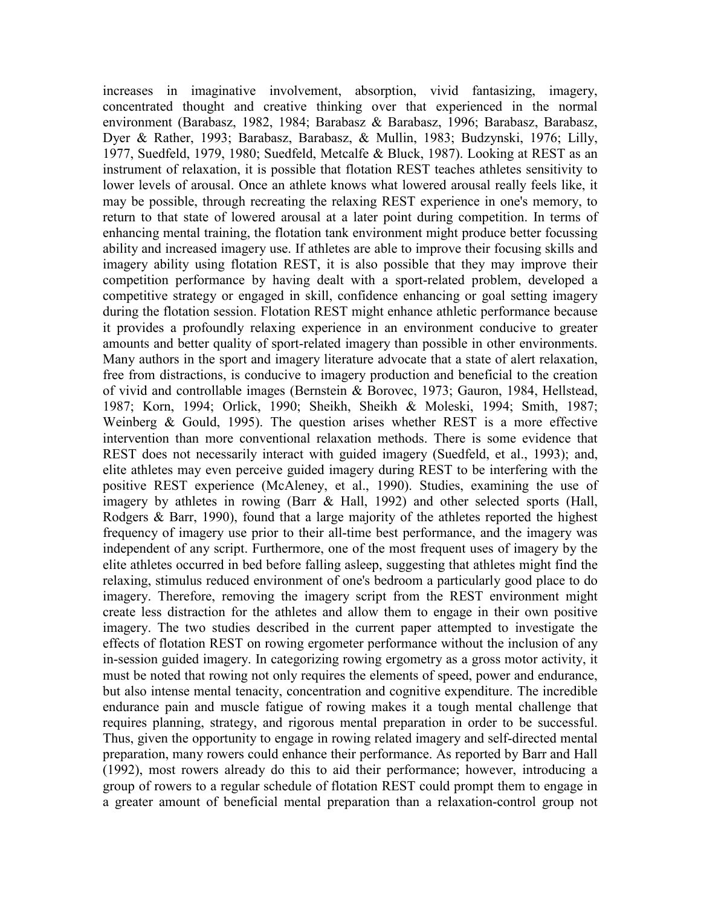increases in imaginative involvement, absorption, vivid fantasizing, imagery, concentrated thought and creative thinking over that experienced in the normal environment (Barabasz, 1982, 1984; Barabasz & Barabasz, 1996; Barabasz, Barabasz, Dyer & Rather, 1993; Barabasz, Barabasz, & Mullin, 1983; Budzynski, 1976; Lilly, 1977, Suedfeld, 1979, 1980; Suedfeld, Metcalfe & Bluck, 1987). Looking at REST as an instrument of relaxation, it is possible that flotation REST teaches athletes sensitivity to lower levels of arousal. Once an athlete knows what lowered arousal really feels like, it may be possible, through recreating the relaxing REST experience in one's memory, to return to that state of lowered arousal at a later point during competition. In terms of enhancing mental training, the flotation tank environment might produce better focussing ability and increased imagery use. If athletes are able to improve their focusing skills and imagery ability using flotation REST, it is also possible that they may improve their competition performance by having dealt with a sport-related problem, developed a competitive strategy or engaged in skill, confidence enhancing or goal setting imagery during the flotation session. Flotation REST might enhance athletic performance because it provides a profoundly relaxing experience in an environment conducive to greater amounts and better quality of sport-related imagery than possible in other environments. Many authors in the sport and imagery literature advocate that a state of alert relaxation, free from distractions, is conducive to imagery production and beneficial to the creation of vivid and controllable images (Bernstein & Borovec, 1973; Gauron, 1984, Hellstead, 1987; Korn, 1994; Orlick, 1990; Sheikh, Sheikh & Moleski, 1994; Smith, 1987; Weinberg & Gould, 1995). The question arises whether REST is a more effective intervention than more conventional relaxation methods. There is some evidence that REST does not necessarily interact with guided imagery (Suedfeld, et al., 1993); and, elite athletes may even perceive guided imagery during REST to be interfering with the positive REST experience (McAleney, et al., 1990). Studies, examining the use of imagery by athletes in rowing (Barr & Hall, 1992) and other selected sports (Hall, Rodgers & Barr, 1990), found that a large majority of the athletes reported the highest frequency of imagery use prior to their all-time best performance, and the imagery was independent of any script. Furthermore, one of the most frequent uses of imagery by the elite athletes occurred in bed before falling asleep, suggesting that athletes might find the relaxing, stimulus reduced environment of one's bedroom a particularly good place to do imagery. Therefore, removing the imagery script from the REST environment might create less distraction for the athletes and allow them to engage in their own positive imagery. The two studies described in the current paper attempted to investigate the effects of flotation REST on rowing ergometer performance without the inclusion of any in-session guided imagery. In categorizing rowing ergometry as a gross motor activity, it must be noted that rowing not only requires the elements of speed, power and endurance, but also intense mental tenacity, concentration and cognitive expenditure. The incredible endurance pain and muscle fatigue of rowing makes it a tough mental challenge that requires planning, strategy, and rigorous mental preparation in order to be successful. Thus, given the opportunity to engage in rowing related imagery and self-directed mental preparation, many rowers could enhance their performance. As reported by Barr and Hall (1992), most rowers already do this to aid their performance; however, introducing a group of rowers to a regular schedule of flotation REST could prompt them to engage in a greater amount of beneficial mental preparation than a relaxation-control group not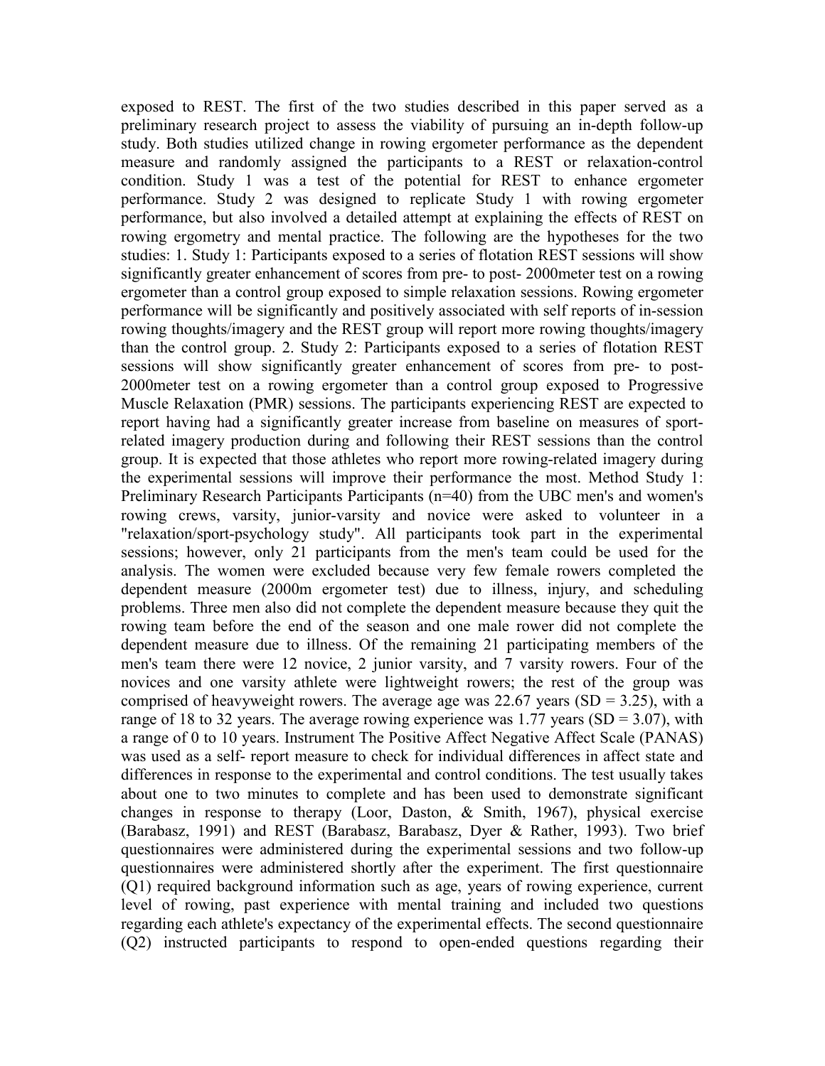exposed to REST. The first of the two studies described in this paper served as a preliminary research project to assess the viability of pursuing an in-depth follow-up study. Both studies utilized change in rowing ergometer performance as the dependent measure and randomly assigned the participants to a REST or relaxation-control condition. Study 1 was a test of the potential for REST to enhance ergometer performance. Study 2 was designed to replicate Study 1 with rowing ergometer performance, but also involved a detailed attempt at explaining the effects of REST on rowing ergometry and mental practice. The following are the hypotheses for the two studies: 1. Study 1: Participants exposed to a series of flotation REST sessions will show significantly greater enhancement of scores from pre- to post- 2000meter test on a rowing ergometer than a control group exposed to simple relaxation sessions. Rowing ergometer performance will be significantly and positively associated with self reports of in-session rowing thoughts/imagery and the REST group will report more rowing thoughts/imagery than the control group. 2. Study 2: Participants exposed to a series of flotation REST sessions will show significantly greater enhancement of scores from pre- to post- 2000meter test on a rowing ergometer than a control group exposed to Progressive Muscle Relaxation (PMR) sessions. The participants experiencing REST are expected to report having had a significantly greater increase from baseline on measures of sport-related imagery production during and following their REST sessions than the control group. It is expected that those athletes who report more rowing-related imagery during the experimental sessions will improve their performance the most. Method Study 1: Preliminary Research Participants Participants (n=40) from the UBC men's and women's rowing crews, varsity, junior-varsity and novice were asked to volunteer in a "relaxation/sport-psychology study". All participants took part in the experimental sessions; however, only 21 participants from the men's team could be used for the analysis. The women were excluded because very few female rowers completed the dependent measure (2000m ergometer test) due to illness, injury, and scheduling problems. Three men also did not complete the dependent measure because they quit the rowing team before the end of the season and one male rower did not complete the dependent measure due to illness. Of the remaining 21 participating members of the men's team there were 12 novice, 2 junior varsity, and 7 varsity rowers. Four of the novices and one varsity athlete were lightweight rowers; the rest of the group was comprised of heavyweight rowers. The average age was 22.67 years (SD = 3.25), with a range of 18 to 32 years. The average rowing experience was 1.77 years (SD = 3.07), with a range of 0 to 10 years. Instrument The Positive Affect Negative Affect Scale (PANAS) was used as a self- report measure to check for individual differences in affect state and differences in response to the experimental and control conditions. The test usually takes about one to two minutes to complete and has been used to demonstrate significant changes in response to therapy (Loor, Daston, & Smith, 1967), physical exercise (Barabasz, 1991) and REST (Barabasz, Barabasz, Dyer & Rather, 1993). Two brief questionnaires were administered during the experimental sessions and two follow-up questionnaires were administered shortly after the experiment. The first questionnaire (Q1) required background information such as age, years of rowing experience, current level of rowing, past experience with mental training and included two questions regarding each athlete's expectancy of the experimental effects. The second questionnaire (Q2) instructed participants to respond to open-ended questions regarding their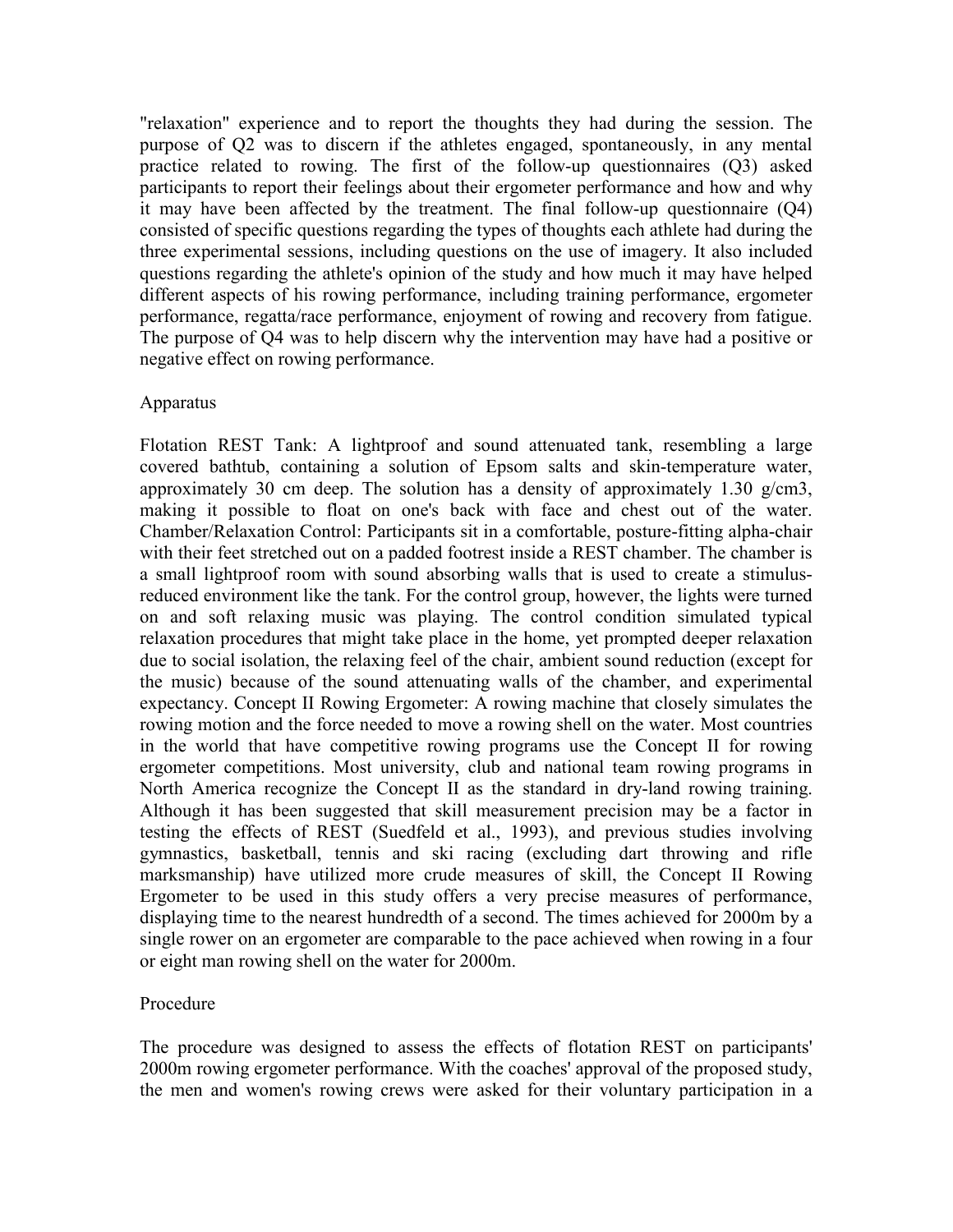"relaxation" experience and to report the thoughts they had during the session. The purpose of Q2 was to discern if the athletes engaged, spontaneously, in any mental practice related to rowing. The first of the follow-up questionnaires (Q3) asked participants to report their feelings about their ergometer performance and how and why it may have been affected by the treatment. The final follow-up questionnaire (Q4) consisted of specific questions regarding the types of thoughts each athlete had during the three experimental sessions, including questions on the use of imagery. It also included questions regarding the athlete's opinion of the study and how much it may have helped different aspects of his rowing performance, including training performance, ergometer performance, regatta/race performance, enjoyment of rowing and recovery from fatigue. The purpose of Q4 was to help discern why the intervention may have had a positive or negative effect on rowing performance.

Apparatus

Flotation REST Tank: A lightproof and sound attenuated tank, resembling a large covered bathtub, containing a solution of Epsom salts and skin-temperature water, approximately 30 cm deep. The solution has a density of approximately 1.30 $g/cm^3$, making it possible to float on one's back with face and chest out of the water. Chamber/Relaxation Control: Participants sit in a comfortable, posture-fitting alpha-chair with their feet stretched out on a padded footrest inside a REST chamber. The chamber is a small lightproof room with sound absorbing walls that is used to create a stimulus-reduced environment like the tank. For the control group, however, the lights were turned on and soft relaxing music was playing. The control condition simulated typical relaxation procedures that might take place in the home, yet prompted deeper relaxation due to social isolation, the relaxing feel of the chair, ambient sound reduction (except for the music) because of the sound attenuating walls of the chamber, and experimental expectancy. Concept II Rowing Ergometer: A rowing machine that closely simulates the rowing motion and the force needed to move a rowing shell on the water. Most countries in the world that have competitive rowing programs use the Concept II for rowing ergometer competitions. Most university, club and national team rowing programs in North America recognize the Concept II as the standard in dry-land rowing training. Although it has been suggested that skill measurement precision may be a factor in testing the effects of REST (Suedfeld et al., 1993), and previous studies involving gymnastics, basketball, tennis and ski racing (excluding dart throwing and rifle marksmanship) have utilized more crude measures of skill, the Concept II Rowing Ergometer to be used in this study offers a very precise measures of performance, displaying time to the nearest hundredth of a second. The times achieved for 2000m by a single rower on an ergometer are comparable to the pace achieved when rowing in a four or eight man rowing shell on the water for 2000m.

Procedure

The procedure was designed to assess the effects of flotation REST on participants' 2000m rowing ergometer performance. With the coaches' approval of the proposed study, the men and women's rowing crews were asked for their voluntary participation in a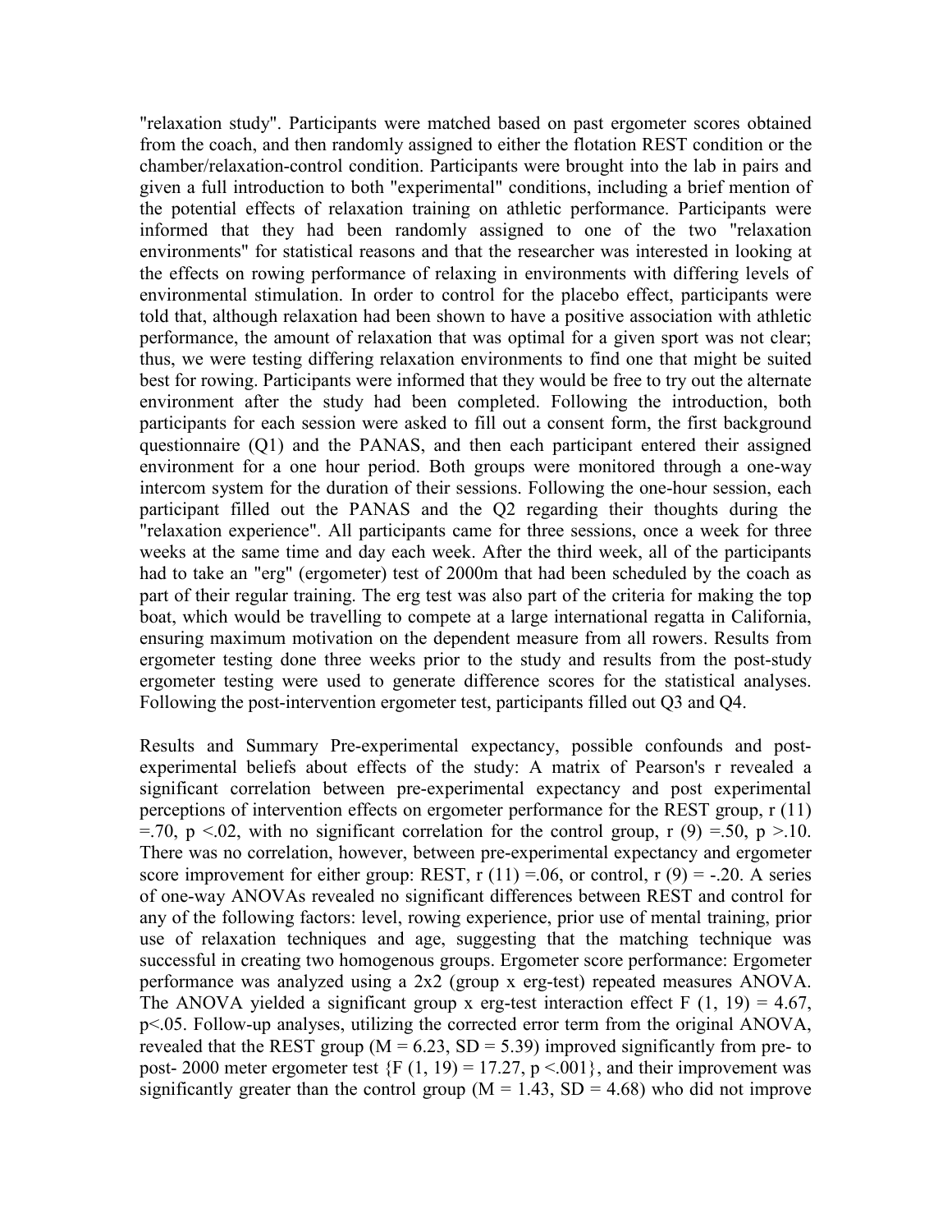"relaxation study". Participants were matched based on past ergometer scores obtained from the coach, and then randomly assigned to either the flotation REST condition or the chamber/relaxation-control condition. Participants were brought into the lab in pairs and given a full introduction to both "experimental" conditions, including a brief mention of the potential effects of relaxation training on athletic performance. Participants were informed that they had been randomly assigned to one of the two "relaxation environments" for statistical reasons and that the researcher was interested in looking at the effects on rowing performance of relaxing in environments with differing levels of environmental stimulation. In order to control for the placebo effect, participants were told that, although relaxation had been shown to have a positive association with athletic performance, the amount of relaxation that was optimal for a given sport was not clear; thus, we were testing differing relaxation environments to find one that might be suited best for rowing. Participants were informed that they would be free to try out the alternate environment after the study had been completed. Following the introduction, both participants for each session were asked to fill out a consent form, the first background questionnaire (Q1) and the PANAS, and then each participant entered their assigned environment for a one hour period. Both groups were monitored through a one-way intercom system for the duration of their sessions. Following the one-hour session, each participant filled out the PANAS and the Q2 regarding their thoughts during the "relaxation experience". All participants came for three sessions, once a week for three weeks at the same time and day each week. After the third week, all of the participants had to take an "erg" (ergometer) test of 2000m that had been scheduled by the coach as part of their regular training. The erg test was also part of the criteria for making the top boat, which would be travelling to compete at a large international regatta in California, ensuring maximum motivation on the dependent measure from all rowers. Results from ergometer testing done three weeks prior to the study and results from the post-study ergometer testing were used to generate difference scores for the statistical analyses. Following the post-intervention ergometer test, participants filled out Q3 and Q4.

Results and Summary Pre-experimental expectancy, possible confounds and post-experimental beliefs about effects of the study: A matrix of Pearson's r revealed a significant correlation between pre-experimental expectancy and post experimental perceptions of intervention effects on ergometer performance for the REST group, $r(11) = .70$, $p < .02$, with no significant correlation for the control group, $r(9) = .50$, $p > .10$. There was no correlation, however, between pre-experimental expectancy and ergometer score improvement for either group: REST, $r(11) = .06$, or control, $r(9) = -.20$. A series of one-way ANOVAs revealed no significant differences between REST and control for any of the following factors: level, rowing experience, prior use of mental training, prior use of relaxation techniques and age, suggesting that the matching technique was successful in creating two homogenous groups. Ergometer score performance: Ergometer performance was analyzed using a 2x2 (group x erg-test) repeated measures ANOVA. The ANOVA yielded a significant group x erg-test interaction effect $F(1, 19) = 4.67$, $p < .05$. Follow-up analyses, utilizing the corrected error term from the original ANOVA, revealed that the REST group ($M = 6.23$, $SD = 5.39$) improved significantly from pre- to post- 2000 meter ergometer test {$F(1, 19) = 17.27$, $p < .001$}, and their improvement was significantly greater than the control group ($M = 1.43$, $SD = 4.68$) who did not improve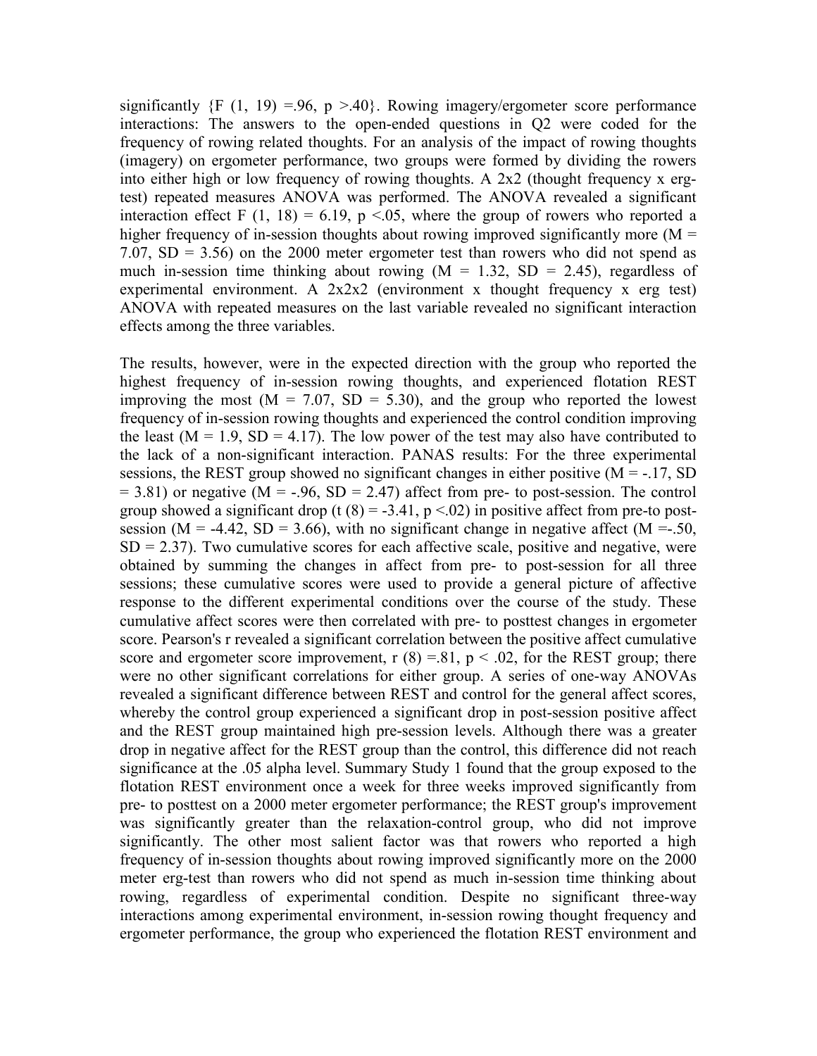significantly {$F(1, 19) = .96$, $p > .40$}. Rowing imagery/ergometer score performance interactions: The answers to the open-ended questions in Q2 were coded for the frequency of rowing related thoughts. For an analysis of the impact of rowing thoughts (imagery) on ergometer performance, two groups were formed by dividing the rowers into either high or low frequency of rowing thoughts. A 2x2 (thought frequency x erg-test) repeated measures ANOVA was performed. The ANOVA revealed a significant interaction effect $F(1, 18) = 6.19$, $p < .05$, where the group of rowers who reported a higher frequency of in-session thoughts about rowing improved significantly more ($M = 7.07$, $SD = 3.56$) on the 2000 meter ergometer test than rowers who did not spend as much in-session time thinking about rowing ($M = 1.32$, $SD = 2.45$), regardless of experimental environment. A 2x2x2 (environment x thought frequency x erg test) ANOVA with repeated measures on the last variable revealed no significant interaction effects among the three variables.

The results, however, were in the expected direction with the group who reported the highest frequency of in-session rowing thoughts, and experienced flotation REST improving the most ($M = 7.07$, $SD = 5.30$), and the group who reported the lowest frequency of in-session rowing thoughts and experienced the control condition improving the least ($M = 1.9$, $SD = 4.17$). The low power of the test may also have contributed to the lack of a non-significant interaction. PANAS results: For the three experimental sessions, the REST group showed no significant changes in either positive ($M = -.17$, $SD = 3.81$) or negative ($M = -.96$, $SD = 2.47$) affect from pre- to post-session. The control group showed a significant drop ($t(8) = -3.41$, $p < .02$) in positive affect from pre-to post-session ($M = -4.42$, $SD = 3.66$), with no significant change in negative affect ($M = -.50$, $SD = 2.37$). Two cumulative scores for each affective scale, positive and negative, were obtained by summing the changes in affect from pre- to post-session for all three sessions; these cumulative scores were used to provide a general picture of affective response to the different experimental conditions over the course of the study. These cumulative affect scores were then correlated with pre- to posttest changes in ergometer score. Pearson's r revealed a significant correlation between the positive affect cumulative score and ergometer score improvement, $r(8) = .81$, $p < .02$, for the REST group; there were no other significant correlations for either group. A series of one-way ANOVAs revealed a significant difference between REST and control for the general affect scores, whereby the control group experienced a significant drop in post-session positive affect and the REST group maintained high pre-session levels. Although there was a greater drop in negative affect for the REST group than the control, this difference did not reach significance at the .05 alpha level. Summary Study 1 found that the group exposed to the flotation REST environment once a week for three weeks improved significantly from pre- to posttest on a 2000 meter ergometer performance; the REST group's improvement was significantly greater than the relaxation-control group, who did not improve significantly. The other most salient factor was that rowers who reported a high frequency of in-session thoughts about rowing improved significantly more on the 2000 meter erg-test than rowers who did not spend as much in-session time thinking about rowing, regardless of experimental condition. Despite no significant three-way interactions among experimental environment, in-session rowing thought frequency and ergometer performance, the group who experienced the flotation REST environment and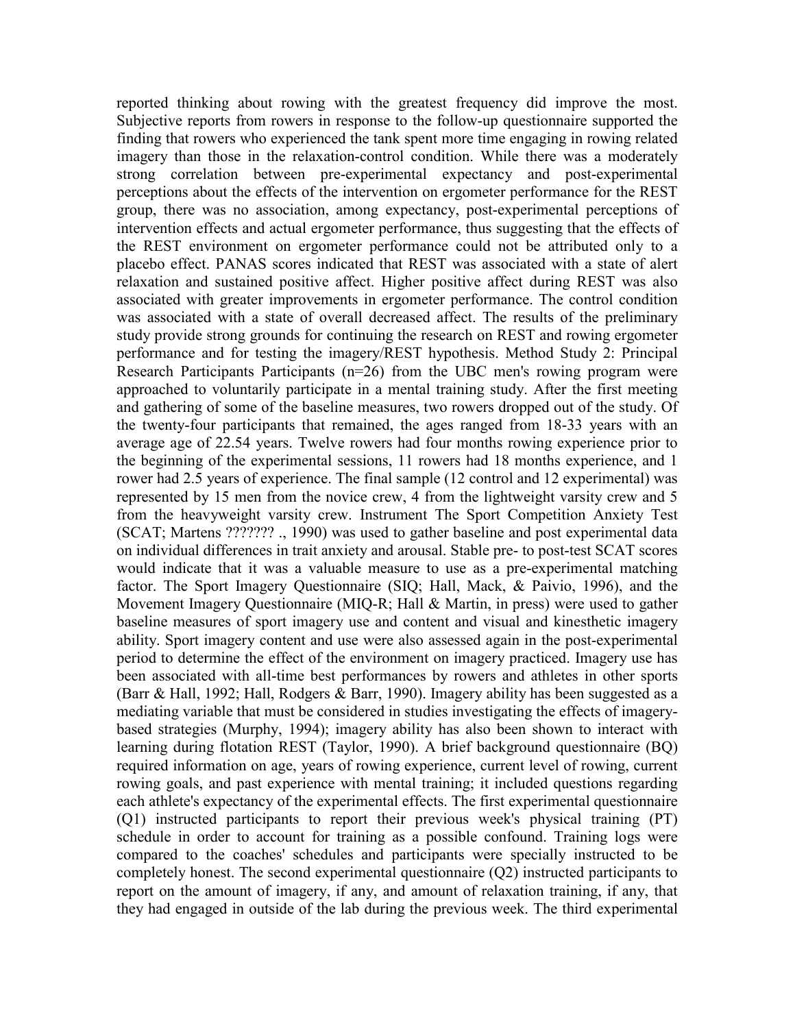reported thinking about rowing with the greatest frequency did improve the most. Subjective reports from rowers in response to the follow-up questionnaire supported the finding that rowers who experienced the tank spent more time engaging in rowing related imagery than those in the relaxation-control condition. While there was a moderately strong correlation between pre-experimental expectancy and post-experimental perceptions about the effects of the intervention on ergometer performance for the REST group, there was no association, among expectancy, post-experimental perceptions of intervention effects and actual ergometer performance, thus suggesting that the effects of the REST environment on ergometer performance could not be attributed only to a placebo effect. PANAS scores indicated that REST was associated with a state of alert relaxation and sustained positive affect. Higher positive affect during REST was also associated with greater improvements in ergometer performance. The control condition was associated with a state of overall decreased affect. The results of the preliminary study provide strong grounds for continuing the research on REST and rowing ergometer performance and for testing the imagery/REST hypothesis. Method Study 2: Principal Research Participants Participants (n=26) from the UBC men's rowing program were approached to voluntarily participate in a mental training study. After the first meeting and gathering of some of the baseline measures, two rowers dropped out of the study. Of the twenty-four participants that remained, the ages ranged from 18-33 years with an average age of 22.54 years. Twelve rowers had four months rowing experience prior to the beginning of the experimental sessions, 11 rowers had 18 months experience, and 1 rower had 2.5 years of experience. The final sample (12 control and 12 experimental) was represented by 15 men from the novice crew, 4 from the lightweight varsity crew and 5 from the heavyweight varsity crew. Instrument The Sport Competition Anxiety Test (SCAT; Martens ??????? ., 1990) was used to gather baseline and post experimental data on individual differences in trait anxiety and arousal. Stable pre- to post-test SCAT scores would indicate that it was a valuable measure to use as a pre-experimental matching factor. The Sport Imagery Questionnaire (SIQ; Hall, Mack, & Paivio, 1996), and the Movement Imagery Questionnaire (MIQ-R; Hall & Martin, in press) were used to gather baseline measures of sport imagery use and content and visual and kinesthetic imagery ability. Sport imagery content and use were also assessed again in the post-experimental period to determine the effect of the environment on imagery practiced. Imagery use has been associated with all-time best performances by rowers and athletes in other sports (Barr & Hall, 1992; Hall, Rodgers & Barr, 1990). Imagery ability has been suggested as a mediating variable that must be considered in studies investigating the effects of imagery-based strategies (Murphy, 1994); imagery ability has also been shown to interact with learning during flotation REST (Taylor, 1990). A brief background questionnaire (BQ) required information on age, years of rowing experience, current level of rowing, current rowing goals, and past experience with mental training; it included questions regarding each athlete's expectancy of the experimental effects. The first experimental questionnaire (Q1) instructed participants to report their previous week's physical training (PT) schedule in order to account for training as a possible confound. Training logs were compared to the coaches' schedules and participants were specially instructed to be completely honest. The second experimental questionnaire (Q2) instructed participants to report on the amount of imagery, if any, and amount of relaxation training, if any, that they had engaged in outside of the lab during the previous week. The third experimental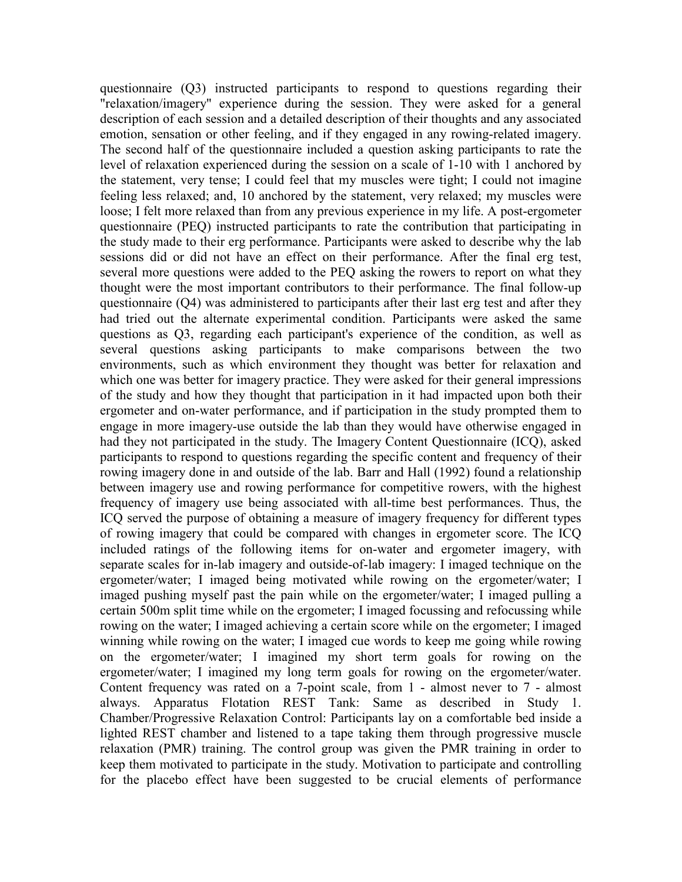questionnaire (Q3) instructed participants to respond to questions regarding their "relaxation/imagery" experience during the session. They were asked for a general description of each session and a detailed description of their thoughts and any associated emotion, sensation or other feeling, and if they engaged in any rowing-related imagery. The second half of the questionnaire included a question asking participants to rate the level of relaxation experienced during the session on a scale of 1-10 with 1 anchored by the statement, very tense; I could feel that my muscles were tight; I could not imagine feeling less relaxed; and, 10 anchored by the statement, very relaxed; my muscles were loose; I felt more relaxed than from any previous experience in my life. A post-ergometer questionnaire (PEQ) instructed participants to rate the contribution that participating in the study made to their erg performance. Participants were asked to describe why the lab sessions did or did not have an effect on their performance. After the final erg test, several more questions were added to the PEQ asking the rowers to report on what they thought were the most important contributors to their performance. The final follow-up questionnaire (Q4) was administered to participants after their last erg test and after they had tried out the alternate experimental condition. Participants were asked the same questions as Q3, regarding each participant's experience of the condition, as well as several questions asking participants to make comparisons between the two environments, such as which environment they thought was better for relaxation and which one was better for imagery practice. They were asked for their general impressions of the study and how they thought that participation in it had impacted upon both their ergometer and on-water performance, and if participation in the study prompted them to engage in more imagery-use outside the lab than they would have otherwise engaged in had they not participated in the study. The Imagery Content Questionnaire (ICQ), asked participants to respond to questions regarding the specific content and frequency of their rowing imagery done in and outside of the lab. Barr and Hall (1992) found a relationship between imagery use and rowing performance for competitive rowers, with the highest frequency of imagery use being associated with all-time best performances. Thus, the ICQ served the purpose of obtaining a measure of imagery frequency for different types of rowing imagery that could be compared with changes in ergometer score. The ICQ included ratings of the following items for on-water and ergometer imagery, with separate scales for in-lab imagery and outside-of-lab imagery: I imaged technique on the ergometer/water; I imaged being motivated while rowing on the ergometer/water; I imaged pushing myself past the pain while on the ergometer/water; I imaged pulling a certain 500m split time while on the ergometer; I imaged focussing and refocussing while rowing on the water; I imaged achieving a certain score while on the ergometer; I imaged winning while rowing on the water; I imaged cue words to keep me going while rowing on the ergometer/water; I imagined my short term goals for rowing on the ergometer/water; I imagined my long term goals for rowing on the ergometer/water. Content frequency was rated on a 7-point scale, from 1 - almost never to 7 - almost always. Apparatus Flotation REST Tank: Same as described in Study 1. Chamber/Progressive Relaxation Control: Participants lay on a comfortable bed inside a lighted REST chamber and listened to a tape taking them through progressive muscle relaxation (PMR) training. The control group was given the PMR training in order to keep them motivated to participate in the study. Motivation to participate and controlling for the placebo effect have been suggested to be crucial elements of performance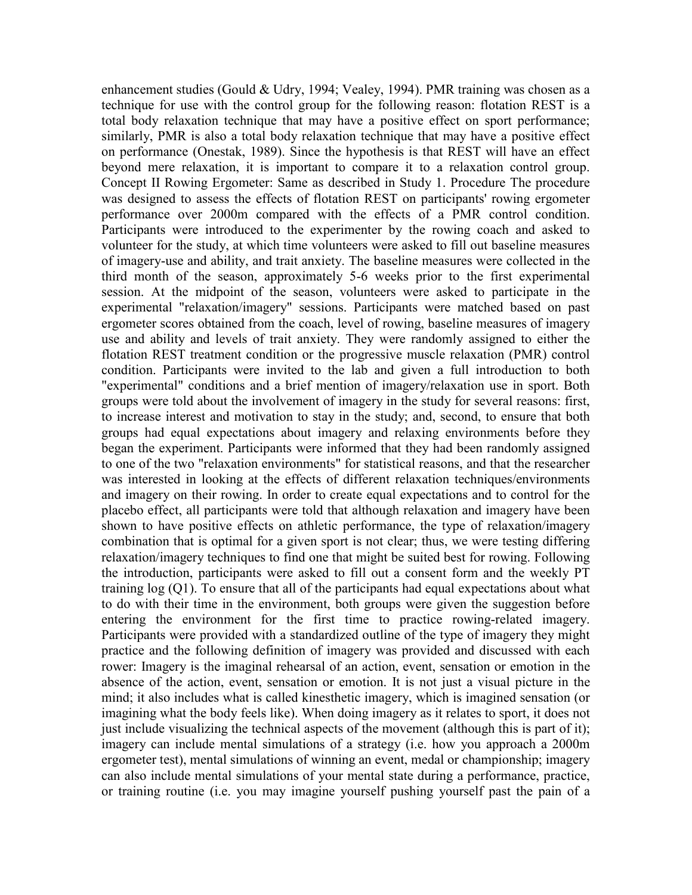enhancement studies (Gould & Udry, 1994; Vealey, 1994). PMR training was chosen as a technique for use with the control group for the following reason: flotation REST is a total body relaxation technique that may have a positive effect on sport performance; similarly, PMR is also a total body relaxation technique that may have a positive effect on performance (Onestak, 1989). Since the hypothesis is that REST will have an effect beyond mere relaxation, it is important to compare it to a relaxation control group. Concept II Rowing Ergometer: Same as described in Study 1. Procedure The procedure was designed to assess the effects of flotation REST on participants' rowing ergometer performance over 2000m compared with the effects of a PMR control condition. Participants were introduced to the experimenter by the rowing coach and asked to volunteer for the study, at which time volunteers were asked to fill out baseline measures of imagery-use and ability, and trait anxiety. The baseline measures were collected in the third month of the season, approximately 5-6 weeks prior to the first experimental session. At the midpoint of the season, volunteers were asked to participate in the experimental "relaxation/imagery" sessions. Participants were matched based on past ergometer scores obtained from the coach, level of rowing, baseline measures of imagery use and ability and levels of trait anxiety. They were randomly assigned to either the flotation REST treatment condition or the progressive muscle relaxation (PMR) control condition. Participants were invited to the lab and given a full introduction to both "experimental" conditions and a brief mention of imagery/relaxation use in sport. Both groups were told about the involvement of imagery in the study for several reasons: first, to increase interest and motivation to stay in the study; and, second, to ensure that both groups had equal expectations about imagery and relaxing environments before they began the experiment. Participants were informed that they had been randomly assigned to one of the two "relaxation environments" for statistical reasons, and that the researcher was interested in looking at the effects of different relaxation techniques/environments and imagery on their rowing. In order to create equal expectations and to control for the placebo effect, all participants were told that although relaxation and imagery have been shown to have positive effects on athletic performance, the type of relaxation/imagery combination that is optimal for a given sport is not clear; thus, we were testing differing relaxation/imagery techniques to find one that might be suited best for rowing. Following the introduction, participants were asked to fill out a consent form and the weekly PT training log (Q1). To ensure that all of the participants had equal expectations about what to do with their time in the environment, both groups were given the suggestion before entering the environment for the first time to practice rowing-related imagery. Participants were provided with a standardized outline of the type of imagery they might practice and the following definition of imagery was provided and discussed with each rower: Imagery is the imaginal rehearsal of an action, event, sensation or emotion in the absence of the action, event, sensation or emotion. It is not just a visual picture in the mind; it also includes what is called kinesthetic imagery, which is imagined sensation (or imagining what the body feels like). When doing imagery as it relates to sport, it does not just include visualizing the technical aspects of the movement (although this is part of it); imagery can include mental simulations of a strategy (i.e. how you approach a 2000m ergometer test), mental simulations of winning an event, medal or championship; imagery can also include mental simulations of your mental state during a performance, practice, or training routine (i.e. you may imagine yourself pushing yourself past the pain of a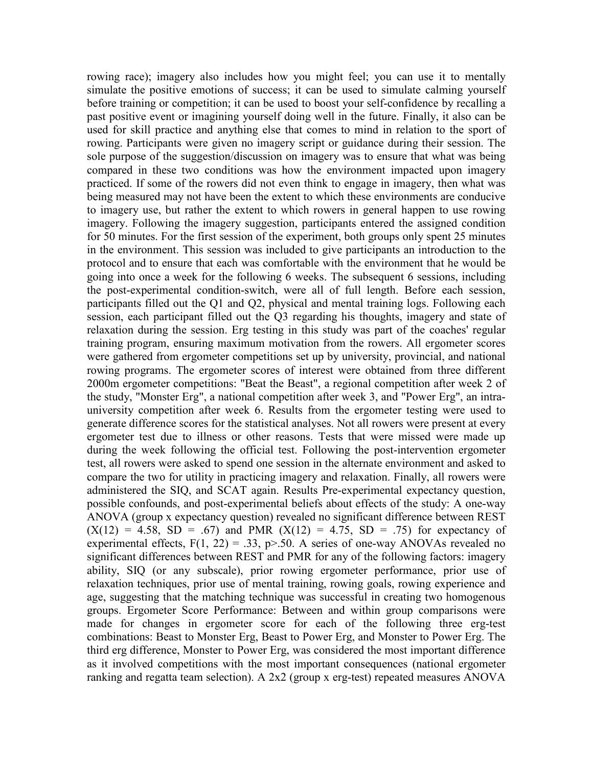rowing race); imagery also includes how you might feel; you can use it to mentally simulate the positive emotions of success; it can be used to simulate calming yourself before training or competition; it can be used to boost your self-confidence by recalling a past positive event or imagining yourself doing well in the future. Finally, it also can be used for skill practice and anything else that comes to mind in relation to the sport of rowing. Participants were given no imagery script or guidance during their session. The sole purpose of the suggestion/discussion on imagery was to ensure that what was being compared in these two conditions was how the environment impacted upon imagery practiced. If some of the rowers did not even think to engage in imagery, then what was being measured may not have been the extent to which these environments are conducive to imagery use, but rather the extent to which rowers in general happen to use rowing imagery. Following the imagery suggestion, participants entered the assigned condition for 50 minutes. For the first session of the experiment, both groups only spent 25 minutes in the environment. This session was included to give participants an introduction to the protocol and to ensure that each was comfortable with the environment that he would be going into once a week for the following 6 weeks. The subsequent 6 sessions, including the post-experimental condition-switch, were all of full length. Before each session, participants filled out the Q1 and Q2, physical and mental training logs. Following each session, each participant filled out the Q3 regarding his thoughts, imagery and state of relaxation during the session. Erg testing in this study was part of the coaches' regular training program, ensuring maximum motivation from the rowers. All ergometer scores were gathered from ergometer competitions set up by university, provincial, and national rowing programs. The ergometer scores of interest were obtained from three different 2000m ergometer competitions: "Beat the Beast", a regional competition after week 2 of the study, "Monster Erg", a national competition after week 3, and "Power Erg", an intra-university competition after week 6. Results from the ergometer testing were used to generate difference scores for the statistical analyses. Not all rowers were present at every ergometer test due to illness or other reasons. Tests that were missed were made up during the week following the official test. Following the post-intervention ergometer test, all rowers were asked to spend one session in the alternate environment and asked to compare the two for utility in practicing imagery and relaxation. Finally, all rowers were administered the SIQ, and SCAT again. Results Pre-experimental expectancy question, possible confounds, and post-experimental beliefs about effects of the study: A one-way ANOVA (group x expectancy question) revealed no significant difference between REST ($X(12) = 4.58$, $SD = .67$) and PMR ($X(12) = 4.75$, $SD = .75$) for expectancy of experimental effects, $F(1, 22) = .33$, $p>.50$. A series of one-way ANOVAs revealed no significant differences between REST and PMR for any of the following factors: imagery ability, SIQ (or any subscale), prior rowing ergometer performance, prior use of relaxation techniques, prior use of mental training, rowing goals, rowing experience and age, suggesting that the matching technique was successful in creating two homogenous groups. Ergometer Score Performance: Between and within group comparisons were made for changes in ergometer score for each of the following three erg-test combinations: Beast to Monster Erg, Beast to Power Erg, and Monster to Power Erg. The third erg difference, Monster to Power Erg, was considered the most important difference as it involved competitions with the most important consequences (national ergometer ranking and regatta team selection). A 2x2 (group x erg-test) repeated measures ANOVA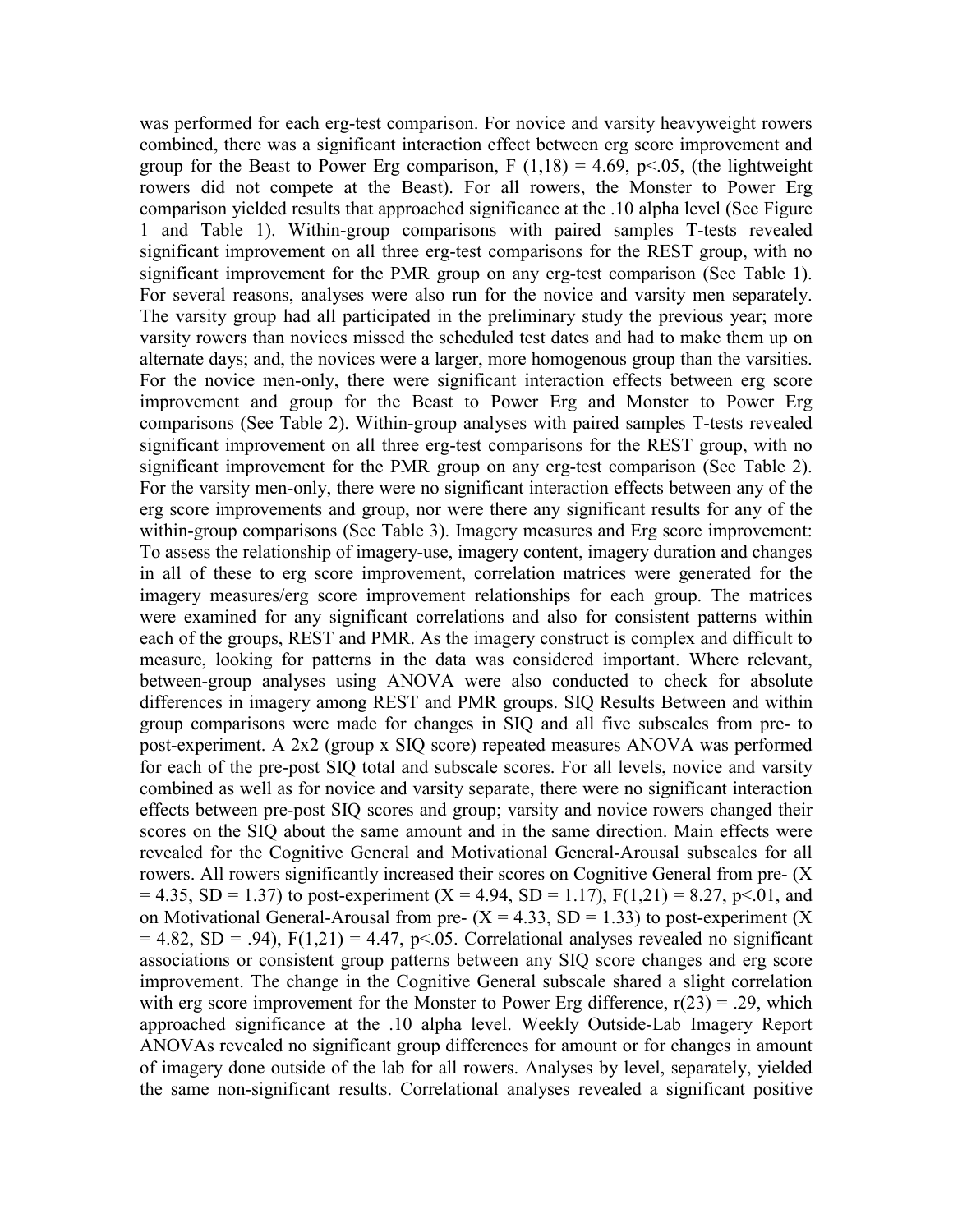was performed for each erg-test comparison. For novice and varsity heavyweight rowers combined, there was a significant interaction effect between erg score improvement and group for the Beast to Power Erg comparison, $F(1,18) = 4.69$, $p<.05$, (the lightweight rowers did not compete at the Beast). For all rowers, the Monster to Power Erg comparison yielded results that approached significance at the .10 alpha level (See Figure 1 and Table 1). Within-group comparisons with paired samples T-tests revealed significant improvement on all three erg-test comparisons for the REST group, with no significant improvement for the PMR group on any erg-test comparison (See Table 1). For several reasons, analyses were also run for the novice and varsity men separately. The varsity group had all participated in the preliminary study the previous year; more varsity rowers than novices missed the scheduled test dates and had to make them up on alternate days; and, the novices were a larger, more homogenous group than the varsities. For the novice men-only, there were significant interaction effects between erg score improvement and group for the Beast to Power Erg and Monster to Power Erg comparisons (See Table 2). Within-group analyses with paired samples T-tests revealed significant improvement on all three erg-test comparisons for the REST group, with no significant improvement for the PMR group on any erg-test comparison (See Table 2). For the varsity men-only, there were no significant interaction effects between any of the erg score improvements and group, nor were there any significant results for any of the within-group comparisons (See Table 3). Imagery measures and Erg score improvement: To assess the relationship of imagery-use, imagery content, imagery duration and changes in all of these to erg score improvement, correlation matrices were generated for the imagery measures/erg score improvement relationships for each group. The matrices were examined for any significant correlations and also for consistent patterns within each of the groups, REST and PMR. As the imagery construct is complex and difficult to measure, looking for patterns in the data was considered important. Where relevant, between-group analyses using ANOVA were also conducted to check for absolute differences in imagery among REST and PMR groups. SIQ Results Between and within group comparisons were made for changes in SIQ and all five subscales from pre- to post-experiment. A 2x2 (group x SIQ score) repeated measures ANOVA was performed for each of the pre-post SIQ total and subscale scores. For all levels, novice and varsity combined as well as for novice and varsity separate, there were no significant interaction effects between pre-post SIQ scores and group; varsity and novice rowers changed their scores on the SIQ about the same amount and in the same direction. Main effects were revealed for the Cognitive General and Motivational General-Arousal subscales for all rowers. All rowers significantly increased their scores on Cognitive General from pre- ($X = 4.35$, $SD = 1.37$) to post-experiment ($X = 4.94$, $SD = 1.17$), $F(1,21) = 8.27$, $p<.01$, and on Motivational General-Arousal from pre- ($X = 4.33$, $SD = 1.33$) to post-experiment ($X = 4.82$, $SD = .94$), $F(1,21) = 4.47$, $p<.05$. Correlational analyses revealed no significant associations or consistent group patterns between any SIQ score changes and erg score improvement. The change in the Cognitive General subscale shared a slight correlation with erg score improvement for the Monster to Power Erg difference, $r(23) = .29$, which approached significance at the .10 alpha level. Weekly Outside-Lab Imagery Report ANOVAs revealed no significant group differences for amount or for changes in amount of imagery done outside of the lab for all rowers. Analyses by level, separately, yielded the same non-significant results. Correlational analyses revealed a significant positive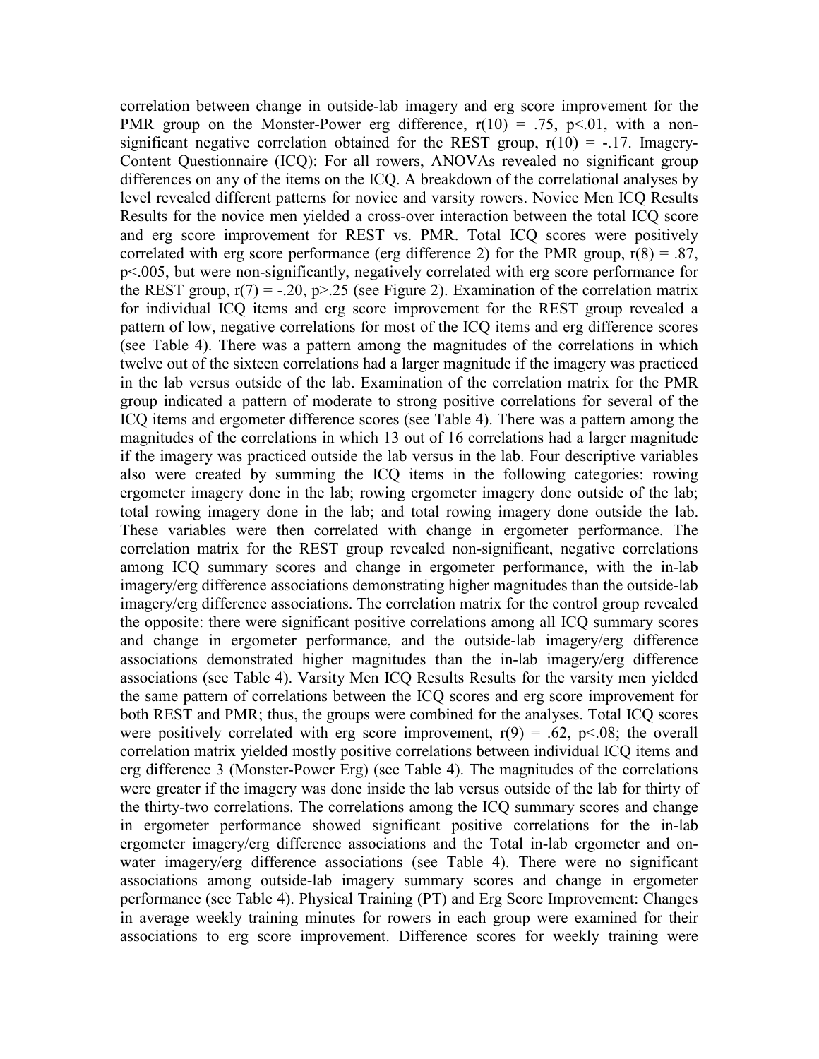correlation between change in outside-lab imagery and erg score improvement for the PMR group on the Monster-Power erg difference, $r(10) = .75$, $p<.01$, with a non-significant negative correlation obtained for the REST group, $r(10) = -.17$. Imagery-Content Questionnaire (ICQ): For all rowers, ANOVAs revealed no significant group differences on any of the items on the ICQ. A breakdown of the correlational analyses by level revealed different patterns for novice and varsity rowers. Novice Men ICQ Results Results for the novice men yielded a cross-over interaction between the total ICQ score and erg score improvement for REST vs. PMR. Total ICQ scores were positively correlated with erg score performance (erg difference 2) for the PMR group, $r(8) = .87$, $p<.005$, but were non-significantly, negatively correlated with erg score performance for the REST group, $r(7) = -.20$, $p>.25$ (see Figure 2). Examination of the correlation matrix for individual ICQ items and erg score improvement for the REST group revealed a pattern of low, negative correlations for most of the ICQ items and erg difference scores (see Table 4). There was a pattern among the magnitudes of the correlations in which twelve out of the sixteen correlations had a larger magnitude if the imagery was practiced in the lab versus outside of the lab. Examination of the correlation matrix for the PMR group indicated a pattern of moderate to strong positive correlations for several of the ICQ items and ergometer difference scores (see Table 4). There was a pattern among the magnitudes of the correlations in which 13 out of 16 correlations had a larger magnitude if the imagery was practiced outside the lab versus in the lab. Four descriptive variables also were created by summing the ICQ items in the following categories: rowing ergometer imagery done in the lab; rowing ergometer imagery done outside of the lab; total rowing imagery done in the lab; and total rowing imagery done outside the lab. These variables were then correlated with change in ergometer performance. The correlation matrix for the REST group revealed non-significant, negative correlations among ICQ summary scores and change in ergometer performance, with the in-lab imagery/erg difference associations demonstrating higher magnitudes than the outside-lab imagery/erg difference associations. The correlation matrix for the control group revealed the opposite: there were significant positive correlations among all ICQ summary scores and change in ergometer performance, and the outside-lab imagery/erg difference associations demonstrated higher magnitudes than the in-lab imagery/erg difference associations (see Table 4). Varsity Men ICQ Results Results for the varsity men yielded the same pattern of correlations between the ICQ scores and erg score improvement for both REST and PMR; thus, the groups were combined for the analyses. Total ICQ scores were positively correlated with erg score improvement, $r(9) = .62$, $p<.08$; the overall correlation matrix yielded mostly positive correlations between individual ICQ items and erg difference 3 (Monster-Power Erg) (see Table 4). The magnitudes of the correlations were greater if the imagery was done inside the lab versus outside of the lab for thirty of the thirty-two correlations. The correlations among the ICQ summary scores and change in ergometer performance showed significant positive correlations for the in-lab ergometer imagery/erg difference associations and the Total in-lab ergometer and on-water imagery/erg difference associations (see Table 4). There were no significant associations among outside-lab imagery summary scores and change in ergometer performance (see Table 4). Physical Training (PT) and Erg Score Improvement: Changes in average weekly training minutes for rowers in each group were examined for their associations to erg score improvement. Difference scores for weekly training were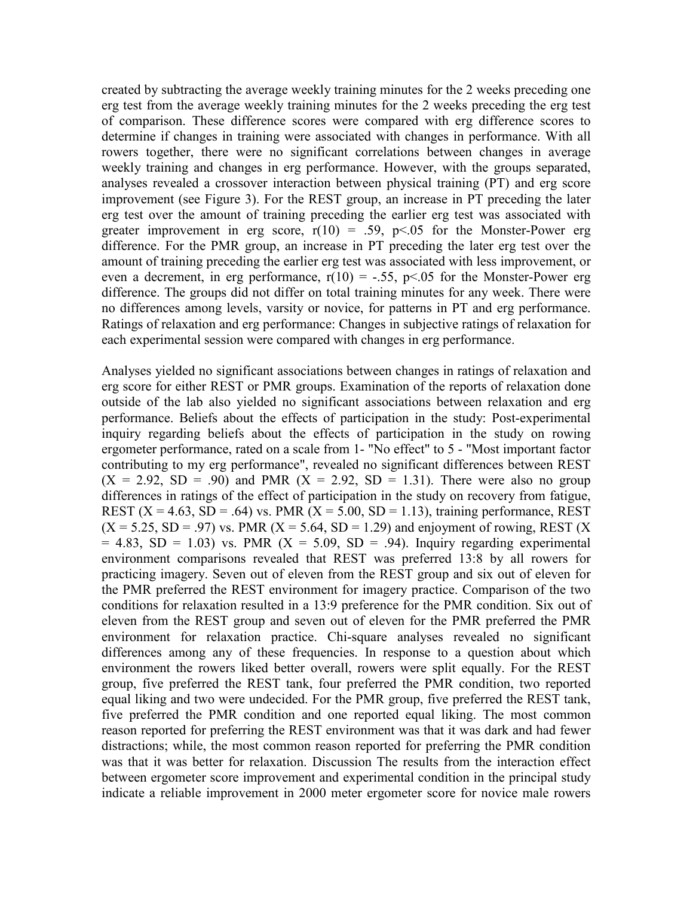created by subtracting the average weekly training minutes for the 2 weeks preceding one erg test from the average weekly training minutes for the 2 weeks preceding the erg test of comparison. These difference scores were compared with erg difference scores to determine if changes in training were associated with changes in performance. With all rowers together, there were no significant correlations between changes in average weekly training and changes in erg performance. However, with the groups separated, analyses revealed a crossover interaction between physical training (PT) and erg score improvement (see Figure 3). For the REST group, an increase in PT preceding the later erg test over the amount of training preceding the earlier erg test was associated with greater improvement in erg score, $r(10) = .59$, $p<.05$ for the Monster-Power erg difference. For the PMR group, an increase in PT preceding the later erg test over the amount of training preceding the earlier erg test was associated with less improvement, or even a decrement, in erg performance, $r(10) = -.55$, $p<.05$ for the Monster-Power erg difference. The groups did not differ on total training minutes for any week. There were no differences among levels, varsity or novice, for patterns in PT and erg performance. Ratings of relaxation and erg performance: Changes in subjective ratings of relaxation for each experimental session were compared with changes in erg performance.

Analyses yielded no significant associations between changes in ratings of relaxation and erg score for either REST or PMR groups. Examination of the reports of relaxation done outside of the lab also yielded no significant associations between relaxation and erg performance. Beliefs about the effects of participation in the study: Post-experimental inquiry regarding beliefs about the effects of participation in the study on rowing ergometer performance, rated on a scale from 1- "No effect" to 5 - "Most important factor contributing to my erg performance", revealed no significant differences between REST ($X = 2.92$, $SD = .90$) and PMR ($X = 2.92$, $SD = 1.31$). There were also no group differences in ratings of the effect of participation in the study on recovery from fatigue, REST ($X = 4.63$, $SD = .64$) vs. PMR ($X = 5.00$, $SD = 1.13$), training performance, REST ($X = 5.25$, $SD = .97$) vs. PMR ($X = 5.64$, $SD = 1.29$) and enjoyment of rowing, REST ($X = 4.83$, $SD = 1.03$) vs. PMR ($X = 5.09$, $SD = .94$). Inquiry regarding experimental environment comparisons revealed that REST was preferred 13:8 by all rowers for practicing imagery. Seven out of eleven from the REST group and six out of eleven for the PMR preferred the REST environment for imagery practice. Comparison of the two conditions for relaxation resulted in a 13:9 preference for the PMR condition. Six out of eleven from the REST group and seven out of eleven for the PMR preferred the PMR environment for relaxation practice. Chi-square analyses revealed no significant differences among any of these frequencies. In response to a question about which environment the rowers liked better overall, rowers were split equally. For the REST group, five preferred the REST tank, four preferred the PMR condition, two reported equal liking and two were undecided. For the PMR group, five preferred the REST tank, five preferred the PMR condition and one reported equal liking. The most common reason reported for preferring the REST environment was that it was dark and had fewer distractions; while, the most common reason reported for preferring the PMR condition was that it was better for relaxation. Discussion The results from the interaction effect between ergometer score improvement and experimental condition in the principal study indicate a reliable improvement in 2000 meter ergometer score for novice male rowers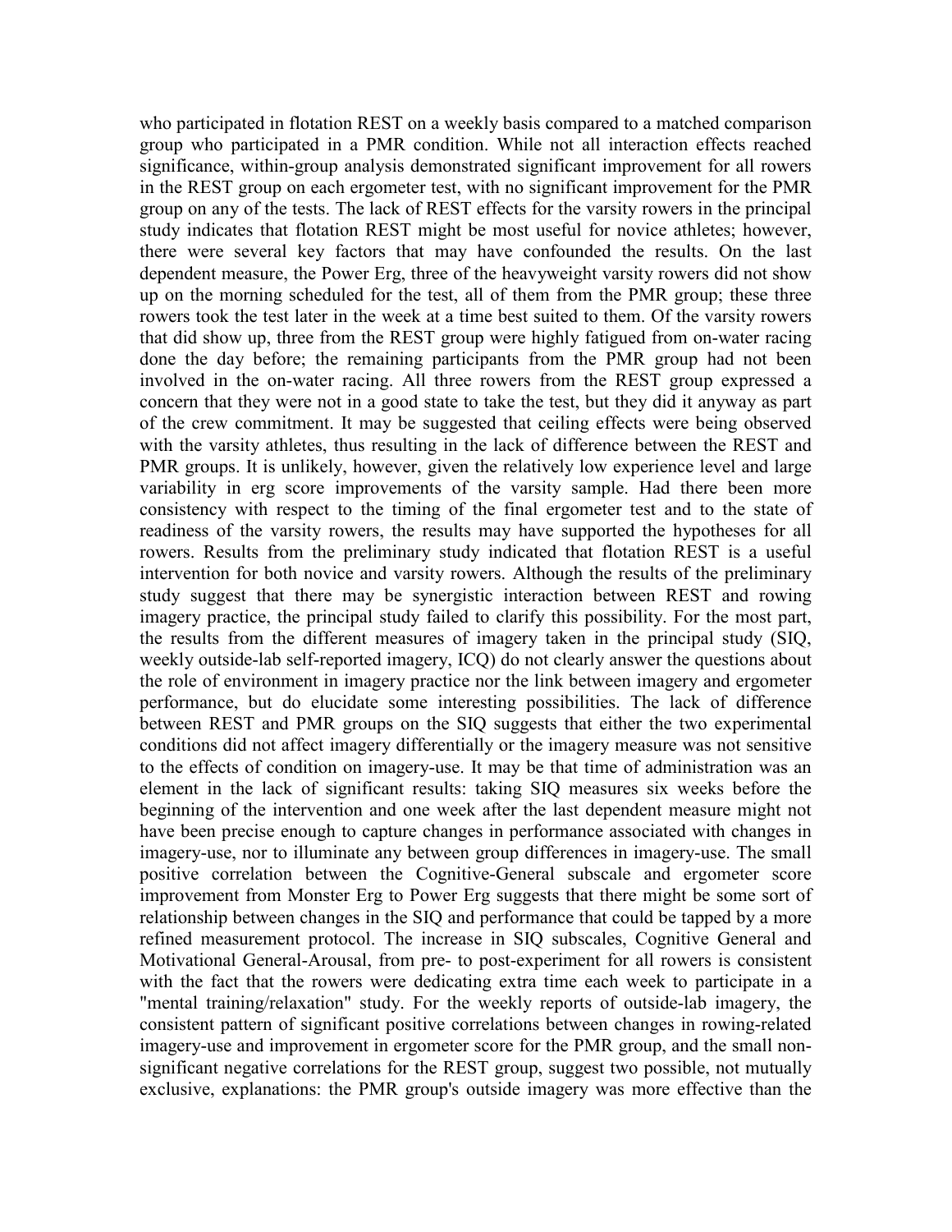who participated in flotation REST on a weekly basis compared to a matched comparison group who participated in a PMR condition. While not all interaction effects reached significance, within-group analysis demonstrated significant improvement for all rowers in the REST group on each ergometer test, with no significant improvement for the PMR group on any of the tests. The lack of REST effects for the varsity rowers in the principal study indicates that flotation REST might be most useful for novice athletes; however, there were several key factors that may have confounded the results. On the last dependent measure, the Power Erg, three of the heavyweight varsity rowers did not show up on the morning scheduled for the test, all of them from the PMR group; these three rowers took the test later in the week at a time best suited to them. Of the varsity rowers that did show up, three from the REST group were highly fatigued from on-water racing done the day before; the remaining participants from the PMR group had not been involved in the on-water racing. All three rowers from the REST group expressed a concern that they were not in a good state to take the test, but they did it anyway as part of the crew commitment. It may be suggested that ceiling effects were being observed with the varsity athletes, thus resulting in the lack of difference between the REST and PMR groups. It is unlikely, however, given the relatively low experience level and large variability in erg score improvements of the varsity sample. Had there been more consistency with respect to the timing of the final ergometer test and to the state of readiness of the varsity rowers, the results may have supported the hypotheses for all rowers. Results from the preliminary study indicated that flotation REST is a useful intervention for both novice and varsity rowers. Although the results of the preliminary study suggest that there may be synergistic interaction between REST and rowing imagery practice, the principal study failed to clarify this possibility. For the most part, the results from the different measures of imagery taken in the principal study (SIQ, weekly outside-lab self-reported imagery, ICQ) do not clearly answer the questions about the role of environment in imagery practice nor the link between imagery and ergometer performance, but do elucidate some interesting possibilities. The lack of difference between REST and PMR groups on the SIQ suggests that either the two experimental conditions did not affect imagery differentially or the imagery measure was not sensitive to the effects of condition on imagery-use. It may be that time of administration was an element in the lack of significant results: taking SIQ measures six weeks before the beginning of the intervention and one week after the last dependent measure might not have been precise enough to capture changes in performance associated with changes in imagery-use, nor to illuminate any between group differences in imagery-use. The small positive correlation between the Cognitive-General subscale and ergometer score improvement from Monster Erg to Power Erg suggests that there might be some sort of relationship between changes in the SIQ and performance that could be tapped by a more refined measurement protocol. The increase in SIQ subscales, Cognitive General and Motivational General-Arousal, from pre- to post-experiment for all rowers is consistent with the fact that the rowers were dedicating extra time each week to participate in a "mental training/relaxation" study. For the weekly reports of outside-lab imagery, the consistent pattern of significant positive correlations between changes in rowing-related imagery-use and improvement in ergometer score for the PMR group, and the small non-significant negative correlations for the REST group, suggest two possible, not mutually exclusive, explanations: the PMR group's outside imagery was more effective than the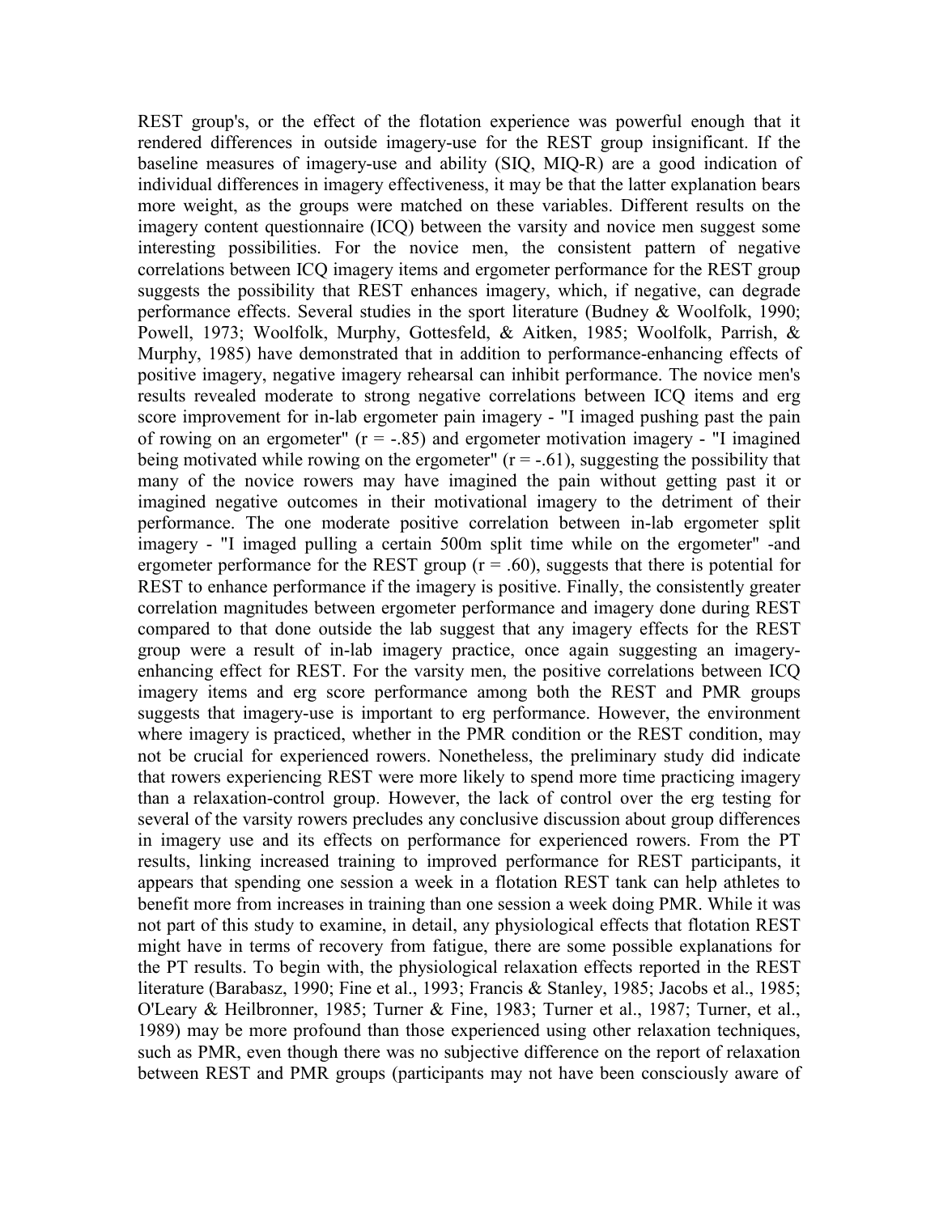REST group's, or the effect of the flotation experience was powerful enough that it rendered differences in outside imagery-use for the REST group insignificant. If the baseline measures of imagery-use and ability (SIQ, MIQ-R) are a good indication of individual differences in imagery effectiveness, it may be that the latter explanation bears more weight, as the groups were matched on these variables. Different results on the imagery content questionnaire (ICQ) between the varsity and novice men suggest some interesting possibilities. For the novice men, the consistent pattern of negative correlations between ICQ imagery items and ergometer performance for the REST group suggests the possibility that REST enhances imagery, which, if negative, can degrade performance effects. Several studies in the sport literature (Budney & Woolfolk, 1990; Powell, 1973; Woolfolk, Murphy, Gottesfeld, & Aitken, 1985; Woolfolk, Parrish, & Murphy, 1985) have demonstrated that in addition to performance-enhancing effects of positive imagery, negative imagery rehearsal can inhibit performance. The novice men's results revealed moderate to strong negative correlations between ICQ items and erg score improvement for in-lab ergometer pain imagery - "I imaged pushing past the pain of rowing on an ergometer" ($r = -.85$) and ergometer motivation imagery - "I imagined being motivated while rowing on the ergometer" ($r = -.61$), suggesting the possibility that many of the novice rowers may have imagined the pain without getting past it or imagined negative outcomes in their motivational imagery to the detriment of their performance. The one moderate positive correlation between in-lab ergometer split imagery - "I imaged pulling a certain 500m split time while on the ergometer" -and ergometer performance for the REST group ($r = .60$), suggests that there is potential for REST to enhance performance if the imagery is positive. Finally, the consistently greater correlation magnitudes between ergometer performance and imagery done during REST compared to that done outside the lab suggest that any imagery effects for the REST group were a result of in-lab imagery practice, once again suggesting an imagery-enhancing effect for REST. For the varsity men, the positive correlations between ICQ imagery items and erg score performance among both the REST and PMR groups suggests that imagery-use is important to erg performance. However, the environment where imagery is practiced, whether in the PMR condition or the REST condition, may not be crucial for experienced rowers. Nonetheless, the preliminary study did indicate that rowers experiencing REST were more likely to spend more time practicing imagery than a relaxation-control group. However, the lack of control over the erg testing for several of the varsity rowers precludes any conclusive discussion about group differences in imagery use and its effects on performance for experienced rowers. From the PT results, linking increased training to improved performance for REST participants, it appears that spending one session a week in a flotation REST tank can help athletes to benefit more from increases in training than one session a week doing PMR. While it was not part of this study to examine, in detail, any physiological effects that flotation REST might have in terms of recovery from fatigue, there are some possible explanations for the PT results. To begin with, the physiological relaxation effects reported in the REST literature (Barabasz, 1990; Fine et al., 1993; Francis & Stanley, 1985; Jacobs et al., 1985; O'Leary & Heilbronner, 1985; Turner & Fine, 1983; Turner et al., 1987; Turner, et al., 1989) may be more profound than those experienced using other relaxation techniques, such as PMR, even though there was no subjective difference on the report of relaxation between REST and PMR groups (participants may not have been consciously aware of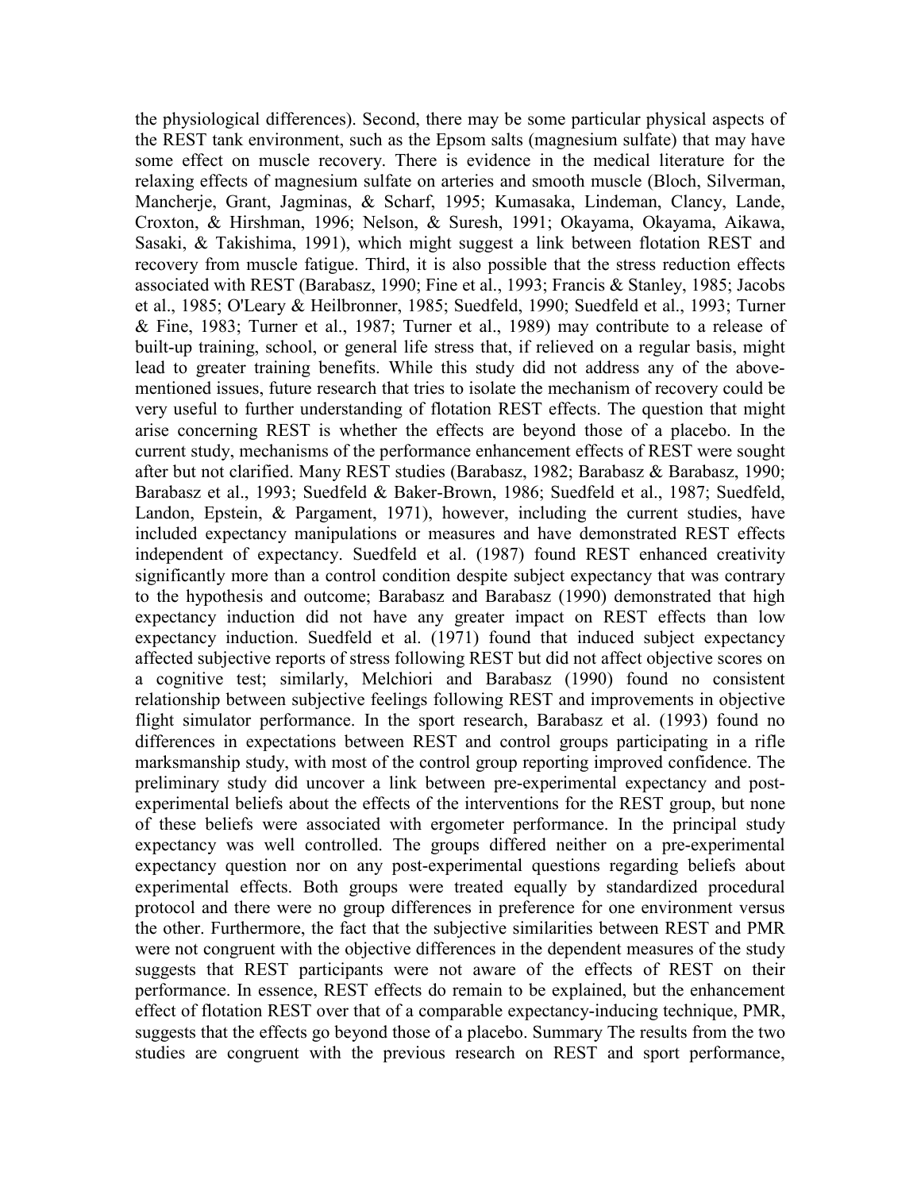the physiological differences). Second, there may be some particular physical aspects of the REST tank environment, such as the Epsom salts (magnesium sulfate) that may have some effect on muscle recovery. There is evidence in the medical literature for the relaxing effects of magnesium sulfate on arteries and smooth muscle (Bloch, Silverman, Mancherje, Grant, Jagminas, & Scharf, 1995; Kumasaka, Lindeman, Clancy, Lande, Croxton, & Hirshman, 1996; Nelson, & Suresh, 1991; Okayama, Okayama, Aikawa, Sasaki, & Takishima, 1991), which might suggest a link between flotation REST and recovery from muscle fatigue. Third, it is also possible that the stress reduction effects associated with REST (Barabasz, 1990; Fine et al., 1993; Francis & Stanley, 1985; Jacobs et al., 1985; O'Leary & Heilbronner, 1985; Suedfeld, 1990; Suedfeld et al., 1993; Turner & Fine, 1983; Turner et al., 1987; Turner et al., 1989) may contribute to a release of built-up training, school, or general life stress that, if relieved on a regular basis, might lead to greater training benefits. While this study did not address any of the above-mentioned issues, future research that tries to isolate the mechanism of recovery could be very useful to further understanding of flotation REST effects. The question that might arise concerning REST is whether the effects are beyond those of a placebo. In the current study, mechanisms of the performance enhancement effects of REST were sought after but not clarified. Many REST studies (Barabasz, 1982; Barabasz & Barabasz, 1990; Barabasz et al., 1993; Suedfeld & Baker-Brown, 1986; Suedfeld et al., 1987; Suedfeld, Landon, Epstein, & Pargament, 1971), however, including the current studies, have included expectancy manipulations or measures and have demonstrated REST effects independent of expectancy. Suedfeld et al. (1987) found REST enhanced creativity significantly more than a control condition despite subject expectancy that was contrary to the hypothesis and outcome; Barabasz and Barabasz (1990) demonstrated that high expectancy induction did not have any greater impact on REST effects than low expectancy induction. Suedfeld et al. (1971) found that induced subject expectancy affected subjective reports of stress following REST but did not affect objective scores on a cognitive test; similarly, Melchiori and Barabasz (1990) found no consistent relationship between subjective feelings following REST and improvements in objective flight simulator performance. In the sport research, Barabasz et al. (1993) found no differences in expectations between REST and control groups participating in a rifle marksmanship study, with most of the control group reporting improved confidence. The preliminary study did uncover a link between pre-experimental expectancy and post-experimental beliefs about the effects of the interventions for the REST group, but none of these beliefs were associated with ergometer performance. In the principal study expectancy was well controlled. The groups differed neither on a pre-experimental expectancy question nor on any post-experimental questions regarding beliefs about experimental effects. Both groups were treated equally by standardized procedural protocol and there were no group differences in preference for one environment versus the other. Furthermore, the fact that the subjective similarities between REST and PMR were not congruent with the objective differences in the dependent measures of the study suggests that REST participants were not aware of the effects of REST on their performance. In essence, REST effects do remain to be explained, but the enhancement effect of flotation REST over that of a comparable expectancy-inducing technique, PMR, suggests that the effects go beyond those of a placebo. Summary The results from the two studies are congruent with the previous research on REST and sport performance,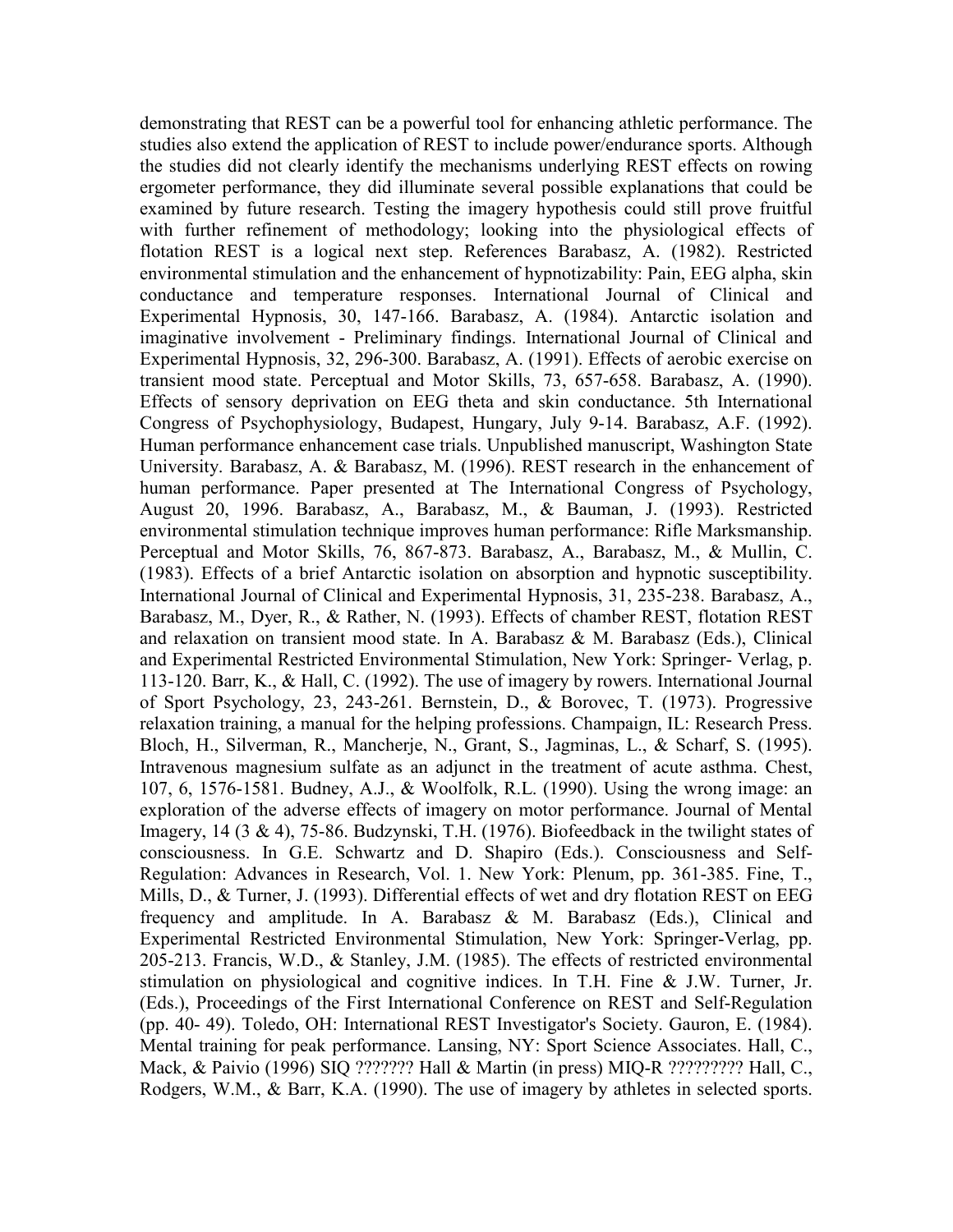demonstrating that REST can be a powerful tool for enhancing athletic performance. The studies also extend the application of REST to include power/endurance sports. Although the studies did not clearly identify the mechanisms underlying REST effects on rowing ergometer performance, they did illuminate several possible explanations that could be examined by future research. Testing the imagery hypothesis could still prove fruitful with further refinement of methodology; looking into the physiological effects of flotation REST is a logical next step.

## References

Barabasz, A. (1982). Restricted environmental stimulation and the enhancement of hypnotizability: Pain, EEG alpha, skin conductance and temperature responses. International Journal of Clinical and Experimental Hypnosis, 30, 147-166.

Barabasz, A. (1984). Antarctic isolation and imaginative involvement - Preliminary findings. International Journal of Clinical and Experimental Hypnosis, 32, 296-300.

Barabasz, A. (1991). Effects of aerobic exercise on transient mood state. Perceptual and Motor Skills, 73, 657-658.

Barabasz, A. (1990). Effects of sensory deprivation on EEG theta and skin conductance. 5th International Congress of Psychophysiology, Budapest, Hungary, July 9-14.

Barabasz, A.F. (1992). Human performance enhancement case trials. Unpublished manuscript, Washington State University.

Barabasz, A. & Barabasz, M. (1996). REST research in the enhancement of human performance. Paper presented at The International Congress of Psychology, August 20, 1996.

Barabasz, A., Barabasz, M., & Bauman, J. (1993). Restricted environmental stimulation technique improves human performance: Rifle Marksmanship. Perceptual and Motor Skills, 76, 867-873.

Barabasz, A., Barabasz, M., & Mullin, C. (1983). Effects of a brief Antarctic isolation on absorption and hypnotic susceptibility. International Journal of Clinical and Experimental Hypnosis, 31, 235-238.

Barabasz, A., Barabasz, M., Dyer, R., & Rather, N. (1993). Effects of chamber REST, flotation REST and relaxation on transient mood state. In A. Barabasz & M. Barabasz (Eds.), Clinical and Experimental Restricted Environmental Stimulation, New York: Springer- Verlag, p. 113-120.

Barr, K., & Hall, C. (1992). The use of imagery by rowers. International Journal of Sport Psychology, 23, 243-261.

Bernstein, D., & Borovec, T. (1973). Progressive relaxation training, a manual for the helping professions. Champaign, IL: Research Press.

Bloch, H., Silverman, R., Mancherje, N., Grant, S., Jagminas, L., & Scharf, S. (1995). Intravenous magnesium sulfate as an adjunct in the treatment of acute asthma. Chest, 107, 6, 1576-1581.

Budney, A.J., & Woolfolk, R.L. (1990). Using the wrong image: an exploration of the adverse effects of imagery on motor performance. Journal of Mental Imagery, 14 (3 & 4), 75-86.

Budzynski, T.H. (1976). Biofeedback in the twilight states of consciousness. In G.E. Schwartz and D. Shapiro (Eds.). Consciousness and Self-Regulation: Advances in Research, Vol. 1. New York: Plenum, pp. 361-385.

Fine, T., Mills, D., & Turner, J. (1993). Differential effects of wet and dry flotation REST on EEG frequency and amplitude. In A. Barabasz & M. Barabasz (Eds.), Clinical and Experimental Restricted Environmental Stimulation, New York: Springer-Verlag, pp. 205-213.

Francis, W.D., & Stanley, J.M. (1985). The effects of restricted environmental stimulation on physiological and cognitive indices. In T.H. Fine & J.W. Turner, Jr. (Eds.), Proceedings of the First International Conference on REST and Self-Regulation (pp. 40- 49). Toledo, OH: International REST Investigator's Society.

Gauron, E. (1984). Mental training for peak performance. Lansing, NY: Sport Science Associates.

Hall, C., Mack, & Paivio (1996) SIQ ???????

Hall & Martin (in press) MIQ-R ?????????

Hall, C., Rodgers, W.M., & Barr, K.A. (1990). The use of imagery by athletes in selected sports.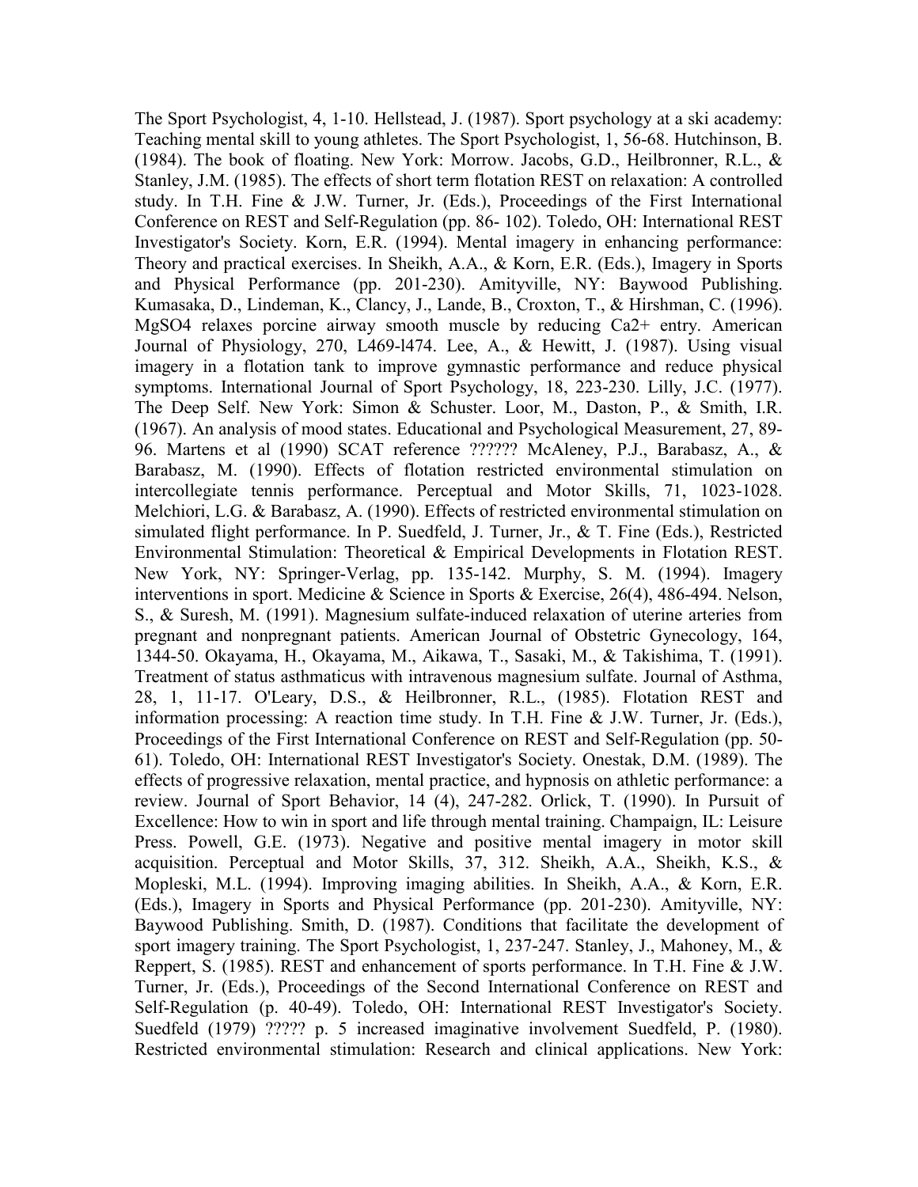The Sport Psychologist, 4, 1-10. Hellstead, J. (1987). Sport psychology at a ski academy: Teaching mental skill to young athletes. The Sport Psychologist, 1, 56-68. Hutchinson, B. (1984). The book of floating. New York: Morrow. Jacobs, G.D., Heilbronner, R.L., & Stanley, J.M. (1985). The effects of short term flotation REST on relaxation: A controlled study. In T.H. Fine & J.W. Turner, Jr. (Eds.), Proceedings of the First International Conference on REST and Self-Regulation (pp. 86- 102). Toledo, OH: International REST Investigator's Society. Korn, E.R. (1994). Mental imagery in enhancing performance: Theory and practical exercises. In Sheikh, A.A., & Korn, E.R. (Eds.), Imagery in Sports and Physical Performance (pp. 201-230). Amityville, NY: Baywood Publishing. Kumasaka, D., Lindeman, K., Clancy, J., Lande, B., Croxton, T., & Hirshman, C. (1996). $MgSO_4$ relaxes porcine airway smooth muscle by reducing $Ca^{2+}$ entry. American Journal of Physiology, 270, L469-l474. Lee, A., & Hewitt, J. (1987). Using visual imagery in a flotation tank to improve gymnastic performance and reduce physical symptoms. International Journal of Sport Psychology, 18, 223-230. Lilly, J.C. (1977). The Deep Self. New York: Simon & Schuster. Loor, M., Daston, P., & Smith, I.R. (1967). An analysis of mood states. Educational and Psychological Measurement, 27, 89-96. Martens et al (1990) SCAT reference ?????? McAleney, P.J., Barabasz, A., & Barabasz, M. (1990). Effects of flotation restricted environmental stimulation on intercollegiate tennis performance. Perceptual and Motor Skills, 71, 1023-1028. Melchiori, L.G. & Barabasz, A. (1990). Effects of restricted environmental stimulation on simulated flight performance. In P. Suedfeld, J. Turner, Jr., & T. Fine (Eds.), Restricted Environmental Stimulation: Theoretical & Empirical Developments in Flotation REST. New York, NY: Springer-Verlag, pp. 135-142. Murphy, S. M. (1994). Imagery interventions in sport. Medicine & Science in Sports & Exercise, 26(4), 486-494. Nelson, S., & Suresh, M. (1991). Magnesium sulfate-induced relaxation of uterine arteries from pregnant and nonpregnant patients. American Journal of Obstetric Gynecology, 164, 1344-50. Okayama, H., Okayama, M., Aikawa, T., Sasaki, M., & Takishima, T. (1991). Treatment of status asthmaticus with intravenous magnesium sulfate. Journal of Asthma, 28, 1, 11-17. O'Leary, D.S., & Heilbronner, R.L., (1985). Flotation REST and information processing: A reaction time study. In T.H. Fine & J.W. Turner, Jr. (Eds.), Proceedings of the First International Conference on REST and Self-Regulation (pp. 50-61). Toledo, OH: International REST Investigator's Society. Onestak, D.M. (1989). The effects of progressive relaxation, mental practice, and hypnosis on athletic performance: a review. Journal of Sport Behavior, 14 (4), 247-282. Orlick, T. (1990). In Pursuit of Excellence: How to win in sport and life through mental training. Champaign, IL: Leisure Press. Powell, G.E. (1973). Negative and positive mental imagery in motor skill acquisition. Perceptual and Motor Skills, 37, 312. Sheikh, A.A., Sheikh, K.S., & Mopleski, M.L. (1994). Improving imaging abilities. In Sheikh, A.A., & Korn, E.R. (Eds.), Imagery in Sports and Physical Performance (pp. 201-230). Amityville, NY: Baywood Publishing. Smith, D. (1987). Conditions that facilitate the development of sport imagery training. The Sport Psychologist, 1, 237-247. Stanley, J., Mahoney, M., & Reppert, S. (1985). REST and enhancement of sports performance. In T.H. Fine & J.W. Turner, Jr. (Eds.), Proceedings of the Second International Conference on REST and Self-Regulation (p. 40-49). Toledo, OH: International REST Investigator's Society. Suedfeld (1979) ????? p. 5 increased imaginative involvement Suedfeld, P. (1980). Restricted environmental stimulation: Research and clinical applications. New York: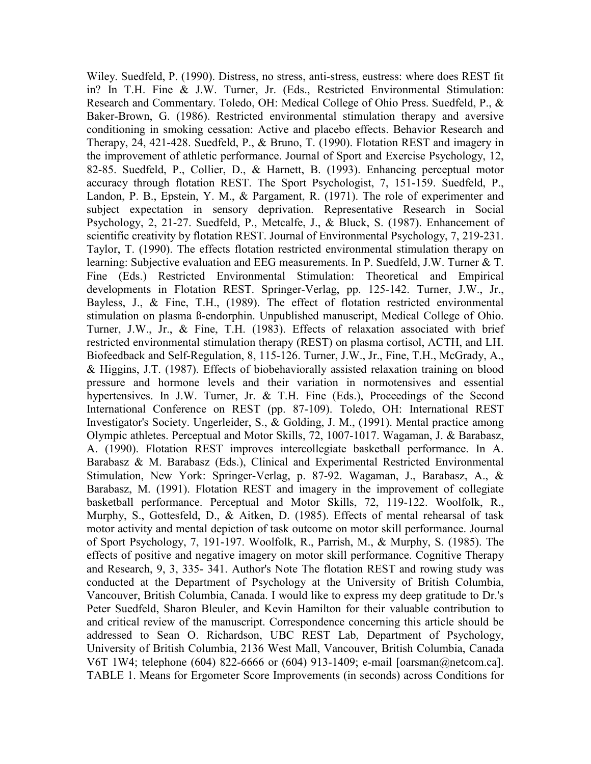Wiley. Suedfeld, P. (1990). Distress, no stress, anti-stress, eustress: where does REST fit in? In T.H. Fine & J.W. Turner, Jr. (Eds., Restricted Environmental Stimulation: Research and Commentary. Toledo, OH: Medical College of Ohio Press. Suedfeld, P., & Baker-Brown, G. (1986). Restricted environmental stimulation therapy and aversive conditioning in smoking cessation: Active and placebo effects. Behavior Research and Therapy, 24, 421-428. Suedfeld, P., & Bruno, T. (1990). Flotation REST and imagery in the improvement of athletic performance. Journal of Sport and Exercise Psychology, 12, 82-85. Suedfeld, P., Collier, D., & Harnett, B. (1993). Enhancing perceptual motor accuracy through flotation REST. The Sport Psychologist, 7, 151-159. Suedfeld, P., Landon, P. B., Epstein, Y. M., & Pargament, R. (1971). The role of experimenter and subject expectation in sensory deprivation. Representative Research in Social Psychology, 2, 21-27. Suedfeld, P., Metcalfe, J., & Bluck, S. (1987). Enhancement of scientific creativity by flotation REST. Journal of Environmental Psychology, 7, 219-231. Taylor, T. (1990). The effects flotation restricted environmental stimulation therapy on learning: Subjective evaluation and EEG measurements. In P. Suedfeld, J.W. Turner & T. Fine (Eds.) Restricted Environmental Stimulation: Theoretical and Empirical developments in Flotation REST. Springer-Verlag, pp. 125-142. Turner, J.W., Jr., Bayless, J., & Fine, T.H., (1989). The effect of flotation restricted environmental stimulation on plasma ß-endorphin. Unpublished manuscript, Medical College of Ohio. Turner, J.W., Jr., & Fine, T.H. (1983). Effects of relaxation associated with brief restricted environmental stimulation therapy (REST) on plasma cortisol, ACTH, and LH. Biofeedback and Self-Regulation, 8, 115-126. Turner, J.W., Jr., Fine, T.H., McGrady, A., & Higgins, J.T. (1987). Effects of biobehaviorally assisted relaxation training on blood pressure and hormone levels and their variation in normotensives and essential hypertensives. In J.W. Turner, Jr. & T.H. Fine (Eds.), Proceedings of the Second International Conference on REST (pp. 87-109). Toledo, OH: International REST Investigator's Society. Ungerleider, S., & Golding, J. M., (1991). Mental practice among Olympic athletes. Perceptual and Motor Skills, 72, 1007-1017. Wagaman, J. & Barabasz, A. (1990). Flotation REST improves intercollegiate basketball performance. In A. Barabasz & M. Barabasz (Eds.), Clinical and Experimental Restricted Environmental Stimulation, New York: Springer-Verlag, p. 87-92. Wagaman, J., Barabasz, A., & Barabasz, M. (1991). Flotation REST and imagery in the improvement of collegiate basketball performance. Perceptual and Motor Skills, 72, 119-122. Woolfolk, R., Murphy, S., Gottesfeld, D., & Aitken, D. (1985). Effects of mental rehearsal of task motor activity and mental depiction of task outcome on motor skill performance. Journal of Sport Psychology, 7, 191-197. Woolfolk, R., Parrish, M., & Murphy, S. (1985). The effects of positive and negative imagery on motor skill performance. Cognitive Therapy and Research, 9, 3, 335- 341. Author's Note The flotation REST and rowing study was conducted at the Department of Psychology at the University of British Columbia, Vancouver, British Columbia, Canada. I would like to express my deep gratitude to Dr.'s Peter Suedfeld, Sharon Bleuler, and Kevin Hamilton for their valuable contribution to and critical review of the manuscript. Correspondence concerning this article should be addressed to Sean O. Richardson, UBC REST Lab, Department of Psychology, University of British Columbia, 2136 West Mall, Vancouver, British Columbia, Canada V6T 1W4; telephone (604) 822-6666 or (604) 913-1409; e-mail [oarsman@netcom.ca]. TABLE 1. Means for Ergometer Score Improvements (in seconds) across Conditions for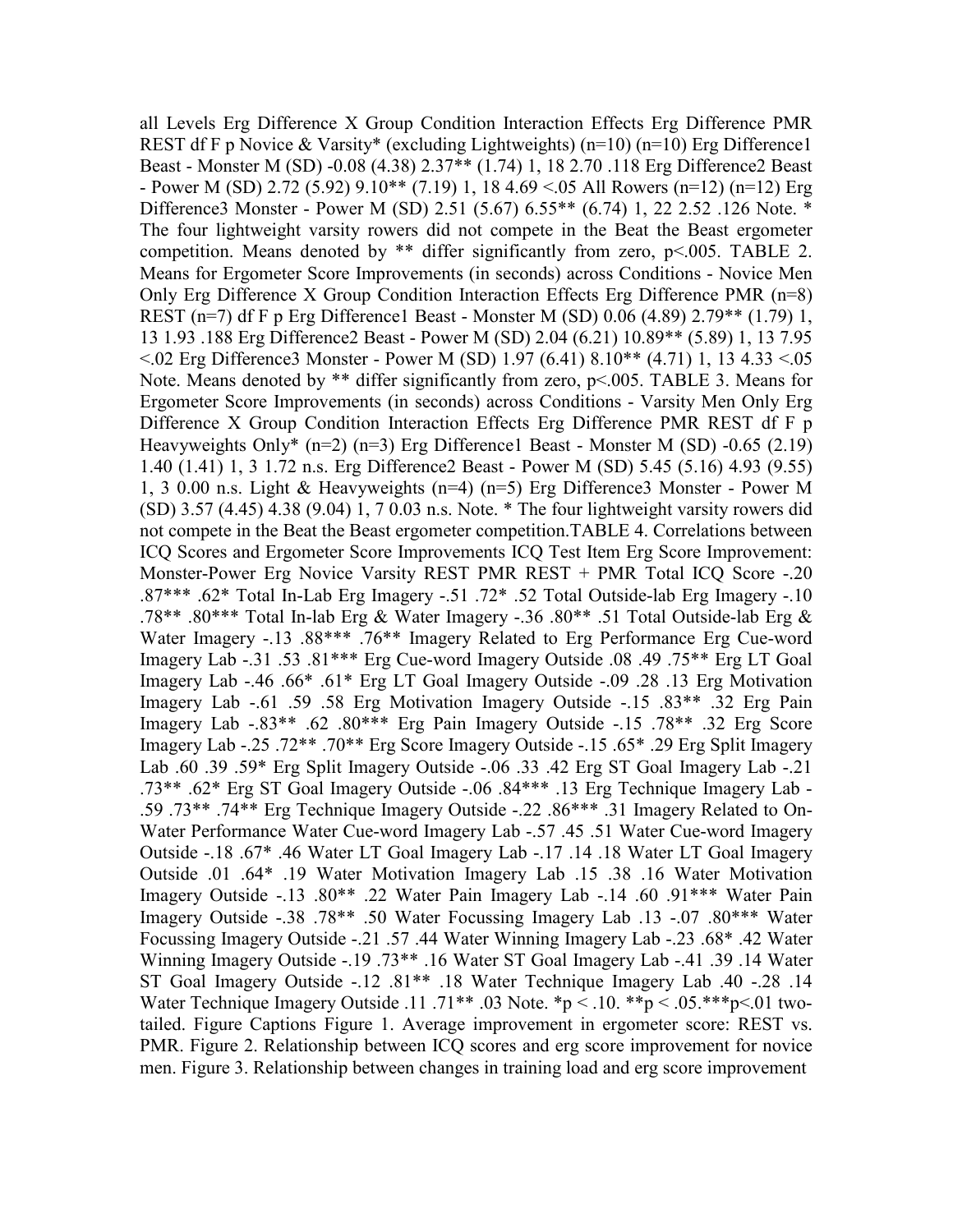all Levels

| Erg Difference | | | Group Condition | | Interaction Effects | |
|---|---|---|---|---|---|---|
| | | Erg Difference | PMR | REST | df | F | p |
| Novice & Varsity* (excluding Lightweights) | | | (n=10) | (n=10) | | | |
| Erg Difference1 | Beast - Monster | M (SD) | -0.08 (4.38) | 2.37** (1.74) | 1, 18 | 2.70 | .118 |
| Erg Difference2 | Beast - Power | M (SD) | 2.72 (5.92) | 9.10** (7.19) | 1, 18 | 4.69 | <.05 |
| All Rowers | | | (n=12) | (n=12) | | | |
| Erg Difference3 | Monster - Power | M (SD) | 2.51 (5.67) | 6.55** (6.74) | 1, 22 | 2.52 | .126 |

Note. * The four lightweight varsity rowers did not compete in the Beat the Beast ergometer competition. Means denoted by ** differ significantly from zero, $p<.005$.

TABLE 2. Means for Ergometer Score Improvements (in seconds) across Conditions - Novice Men Only

| Erg Difference X Group Condition | | | | | Interaction Effects | | |
|---|---|---|---|---|---|---|---|
| Erg Difference | | | PMR (n=8) | REST (n=7) | df | F | p |
| Erg Difference1 | Beast - Monster | M (SD) | 0.06 (4.89) | 2.79** (1.79) | 1, 13 | 1.93 | .188 |
| Erg Difference2 | Beast - Power | M (SD) | 2.04 (6.21) | 10.89** (5.89) | 1, 13 | 7.95 | <.02 |
| Erg Difference3 | Monster - Power | M (SD) | 1.97 (6.41) | 8.10** (4.71) | 1, 13 | 4.33 | <.05 |

Note. Means denoted by ** differ significantly from zero, $p<.005$.

TABLE 3. Means for Ergometer Score Improvements (in seconds) across Conditions - Varsity Men Only

| Erg Difference X Group Condition | | | | | Interaction Effects | | |
|---|---|---|---|---|---|---|---|
| Erg Difference | | | PMR | REST | df | F | p |
| Heavyweights Only* | | | (n=2) | (n=3) | | | |
| Erg Difference1 | Beast - Monster | M (SD) | -0.65 (2.19) | 1.40 (1.41) | 1, 3 | 1.72 | n.s. |
| Erg Difference2 | Beast - Power | M (SD) | 5.45 (5.16) | 4.93 (9.55) | 1, 3 | 0.00 | n.s. |
| Light & Heavyweights | | | (n=4) | (n=5) | | | |
| Erg Difference3 | Monster - Power | M (SD) | 3.57 (4.45) | 4.38 (9.04) | 1, 7 | 0.03 | n.s. |

Note. * The four lightweight varsity rowers did not compete in the Beat the Beast ergometer competition.

TABLE 4. Correlations between ICQ Scores and Ergometer Score Improvements

| ICQ Test Item | Erg Score Improvement: Monster-Power Erg | | |
|---|---|---|---|
| | Novice | | Varsity |
| | REST | PMR | REST + PMR |
| Total ICQ Score | -.20 | .87*** | .62* |
| Total In-Lab Erg Imagery | -.51 | .72* | .52 |
| Total Outside-lab Erg Imagery | -.10 | .78** | .80*** |
| Total In-lab Erg & Water Imagery | -.36 | .80** | .51 |
| Total Outside-lab Erg & Water Imagery | -.13 | .88*** | .76** |
| Imagery Related to Erg Performance | | | |
| Erg Cue-word Imagery Lab | -.31 | .53 | .81*** |
| Erg Cue-word Imagery Outside | .08 | .49 | .75** |
| Erg LT Goal Imagery Lab | -.46 | .66* | .61* |
| Erg LT Goal Imagery Outside | -.09 | .28 | .13 |
| Erg Motivation Imagery Lab | -.61 | .59 | .58 |
| Erg Motivation Imagery Outside | -.15 | .83** | .32 |
| Erg Pain Imagery Lab | -.83** | .62 | .80*** |
| Erg Pain Imagery Outside | -.15 | .78** | .32 |
| Erg Score Imagery Lab | -.25 | .72** | .70** |
| Erg Score Imagery Outside | -.15 | .65* | .29 |
| Erg Split Imagery Lab | .60 | .39 | .59* |
| Erg Split Imagery Outside | -.06 | .33 | .42 |
| Erg ST Goal Imagery Lab | -.21 | .73** | .62* |
| Erg ST Goal Imagery Outside | -.06 | .84*** | .13 |
| Erg Technique Imagery Lab | -.59 | .73** | .74** |
| Erg Technique Imagery Outside | -.22 | .86*** | .31 |
| Imagery Related to On-Water Performance | | | |
| Water Cue-word Imagery Lab | -.57 | .45 | .51 |
| Water Cue-word Imagery Outside | -.18 | .67* | .46 |
| Water LT Goal Imagery Lab | -.17 | .14 | .18 |
| Water LT Goal Imagery Outside | .01 | .64* | .19 |
| Water Motivation Imagery Lab | .15 | .38 | .16 |
| Water Motivation Imagery Outside | -.13 | .80** | .22 |
| Water Pain Imagery Lab | -.14 | .60 | .91*** |
| Water Pain Imagery Outside | -.38 | .78** | .50 |
| Water Focussing Imagery Lab | .13 | -.07 | .80*** |
| Water Focussing Imagery Outside | -.21 | .57 | .44 |
| Water Winning Imagery Lab | -.23 | .68* | .42 |
| Water Winning Imagery Outside | -.19 | .73** | .16 |
| Water ST Goal Imagery Lab | -.41 | .39 | .14 |
| Water ST Goal Imagery Outside | -.12 | .81** | .18 |
| Water Technique Imagery Lab | .40 | -.28 | .14 |
| Water Technique Imagery Outside | .11 | .71** | .03 |

Note. $*p < .10$. $**p < .05$. $***p<.01$ two-tailed.

Figure Captions

Figure 1. Average improvement in ergometer score: REST vs. PMR.

Figure 2. Relationship between ICQ scores and erg score improvement for novice men.

Figure 3. Relationship between changes in training load and erg score improvement